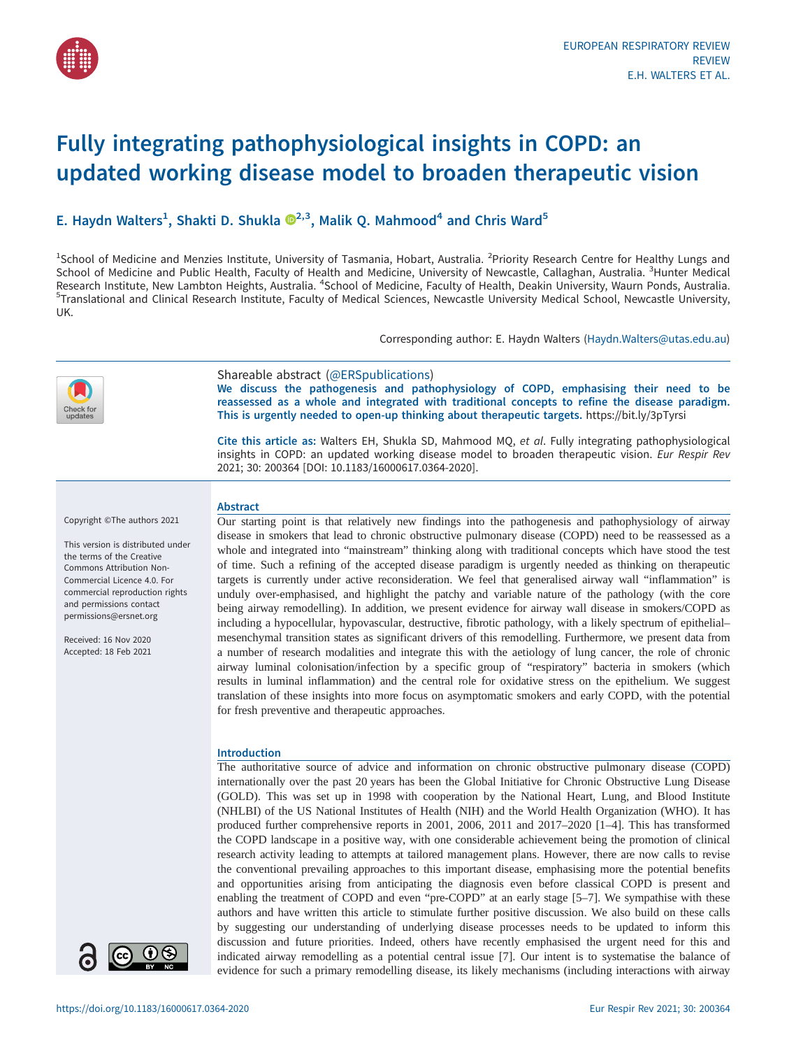# Fully integrating pathophysiological insights in COPD: an updated working disease model to broaden therapeutic vision

E. Haydn Walters[1], Shakti D. Shukla[2,3], Malik Q. Mahmood[4] and Chris Ward[5]

[1]School of Medicine and Menzies Institute, University of Tasmania, Hobart, Australia. [2]Priority Research Centre for Healthy Lungs and School of Medicine and Public Health, Faculty of Health and Medicine, University of Newcastle, Callaghan, Australia. [3]Hunter Medical Research Institute, New Lambton Heights, Australia. [4]School of Medicine, Faculty of Health, Deakin University, Waurn Ponds, Australia. [5]Translational and Clinical Research Institute, Faculty of Medical Sciences, Newcastle University Medical School, Newcastle University, UK.

Corresponding author: E. Haydn Walters (Haydn.Walters@utas.edu.au)

Shareable abstract (@ERSpublications)
**We discuss the pathogenesis and pathophysiology of COPD, emphasising their need to be reassessed as a whole and integrated with traditional concepts to refine the disease paradigm. This is urgently needed to open-up thinking about therapeutic targets.** https://bit.ly/3pTyrsi

**Cite this article as:** Walters EH, Shukla SD, Mahmood MQ, *et al*. Fully integrating pathophysiological insights in COPD: an updated working disease model to broaden therapeutic vision. *Eur Respir Rev* 2021; 30: 200364 [DOI: 10.1183/16000617.0364-2020].

Copyright ©The authors 2021

This version is distributed under the terms of the Creative Commons Attribution Non-Commercial Licence 4.0. For commercial reproduction rights and permissions contact permissions@ersnet.org

Received: 16 Nov 2020
Accepted: 18 Feb 2021

## Abstract

Our starting point is that relatively new findings into the pathogenesis and pathophysiology of airway disease in smokers that lead to chronic obstructive pulmonary disease (COPD) need to be reassessed as a whole and integrated into "mainstream" thinking along with traditional concepts which have stood the test of time. Such a refining of the accepted disease paradigm is urgently needed as thinking on therapeutic targets is currently under active reconsideration. We feel that generalised airway wall "inflammation" is unduly over-emphasised, and highlight the patchy and variable nature of the pathology (with the core being airway remodelling). In addition, we present evidence for airway wall disease in smokers/COPD as including a hypocellular, hypovascular, destructive, fibrotic pathology, with a likely spectrum of epithelial–mesenchymal transition states as significant drivers of this remodelling. Furthermore, we present data from a number of research modalities and integrate this with the aetiology of lung cancer, the role of chronic airway luminal colonisation/infection by a specific group of "respiratory" bacteria in smokers (which results in luminal inflammation) and the central role for oxidative stress on the epithelium. We suggest translation of these insights into more focus on asymptomatic smokers and early COPD, with the potential for fresh preventive and therapeutic approaches.

## Introduction

The authoritative source of advice and information on chronic obstructive pulmonary disease (COPD) internationally over the past 20 years has been the Global Initiative for Chronic Obstructive Lung Disease (GOLD). This was set up in 1998 with cooperation by the National Heart, Lung, and Blood Institute (NHLBI) of the US National Institutes of Health (NIH) and the World Health Organization (WHO). It has produced further comprehensive reports in 2001, 2006, 2011 and 2017–2020 [1–4]. This has transformed the COPD landscape in a positive way, with one considerable achievement being the promotion of clinical research activity leading to attempts at tailored management plans. However, there are now calls to revise the conventional prevailing approaches to this important disease, emphasising more the potential benefits and opportunities arising from anticipating the diagnosis even before classical COPD is present and enabling the treatment of COPD and even "pre-COPD" at an early stage [5–7]. We sympathise with these authors and have written this article to stimulate further positive discussion. We also build on these calls by suggesting our understanding of underlying disease processes needs to be updated to inform this discussion and future priorities. Indeed, others have recently emphasised the urgent need for this and indicated airway remodelling as a potential central issue [7]. Our intent is to systematise the balance of evidence for such a primary remodelling disease, its likely mechanisms (including interactions with airway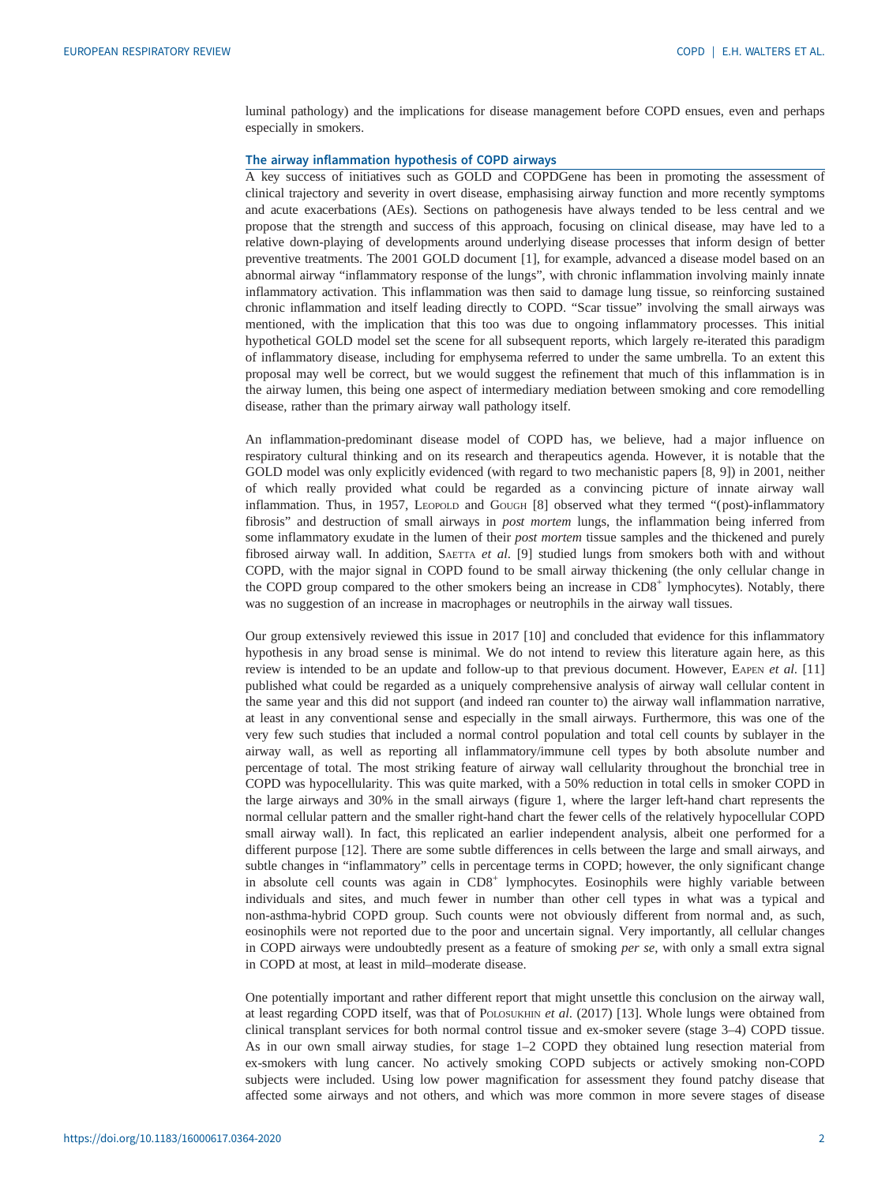luminal pathology) and the implications for disease management before COPD ensues, even and perhaps especially in smokers.

## The airway inflammation hypothesis of COPD airways

A key success of initiatives such as GOLD and COPDGene has been in promoting the assessment of clinical trajectory and severity in overt disease, emphasising airway function and more recently symptoms and acute exacerbations (AEs). Sections on pathogenesis have always tended to be less central and we propose that the strength and success of this approach, focusing on clinical disease, may have led to a relative down-playing of developments around underlying disease processes that inform design of better preventive treatments. The 2001 GOLD document [1], for example, advanced a disease model based on an abnormal airway "inflammatory response of the lungs", with chronic inflammation involving mainly innate inflammatory activation. This inflammation was then said to damage lung tissue, so reinforcing sustained chronic inflammation and itself leading directly to COPD. "Scar tissue" involving the small airways was mentioned, with the implication that this too was due to ongoing inflammatory processes. This initial hypothetical GOLD model set the scene for all subsequent reports, which largely re-iterated this paradigm of inflammatory disease, including for emphysema referred to under the same umbrella. To an extent this proposal may well be correct, but we would suggest the refinement that much of this inflammation is in the airway lumen, this being one aspect of intermediary mediation between smoking and core remodelling disease, rather than the primary airway wall pathology itself.

An inflammation-predominant disease model of COPD has, we believe, had a major influence on respiratory cultural thinking and on its research and therapeutics agenda. However, it is notable that the GOLD model was only explicitly evidenced (with regard to two mechanistic papers [8, 9]) in 2001, neither of which really provided what could be regarded as a convincing picture of innate airway wall inflammation. Thus, in 1957, Leopold and Gough [8] observed what they termed "(post)-inflammatory fibrosis" and destruction of small airways in *post mortem* lungs, the inflammation being inferred from some inflammatory exudate in the lumen of their *post mortem* tissue samples and the thickened and purely fibrosed airway wall. In addition, Saetta *et al.* [9] studied lungs from smokers both with and without COPD, with the major signal in COPD found to be small airway thickening (the only cellular change in the COPD group compared to the other smokers being an increase in $CD8^{+}$ lymphocytes). Notably, there was no suggestion of an increase in macrophages or neutrophils in the airway wall tissues.

Our group extensively reviewed this issue in 2017 [10] and concluded that evidence for this inflammatory hypothesis in any broad sense is minimal. We do not intend to review this literature again here, as this review is intended to be an update and follow-up to that previous document. However, Eapen *et al.* [11] published what could be regarded as a uniquely comprehensive analysis of airway wall cellular content in the same year and this did not support (and indeed ran counter to) the airway wall inflammation narrative, at least in any conventional sense and especially in the small airways. Furthermore, this was one of the very few such studies that included a normal control population and total cell counts by sublayer in the airway wall, as well as reporting all inflammatory/immune cell types by both absolute number and percentage of total. The most striking feature of airway wall cellularity throughout the bronchial tree in COPD was hypocellularity. This was quite marked, with a 50% reduction in total cells in smoker COPD in the large airways and 30% in the small airways (figure 1, where the larger left-hand chart represents the normal cellular pattern and the smaller right-hand chart the fewer cells of the relatively hypocellular COPD small airway wall). In fact, this replicated an earlier independent analysis, albeit one performed for a different purpose [12]. There are some subtle differences in cells between the large and small airways, and subtle changes in "inflammatory" cells in percentage terms in COPD; however, the only significant change in absolute cell counts was again in $CD8^{+}$ lymphocytes. Eosinophils were highly variable between individuals and sites, and much fewer in number than other cell types in what was a typical and non-asthma-hybrid COPD group. Such counts were not obviously different from normal and, as such, eosinophils were not reported due to the poor and uncertain signal. Very importantly, all cellular changes in COPD airways were undoubtedly present as a feature of smoking *per se*, with only a small extra signal in COPD at most, at least in mild–moderate disease.

One potentially important and rather different report that might unsettle this conclusion on the airway wall, at least regarding COPD itself, was that of Polosukhin *et al.* (2017) [13]. Whole lungs were obtained from clinical transplant services for both normal control tissue and ex-smoker severe (stage 3–4) COPD tissue. As in our own small airway studies, for stage 1–2 COPD they obtained lung resection material from ex-smokers with lung cancer. No actively smoking COPD subjects or actively smoking non-COPD subjects were included. Using low power magnification for assessment they found patchy disease that affected some airways and not others, and which was more common in more severe stages of disease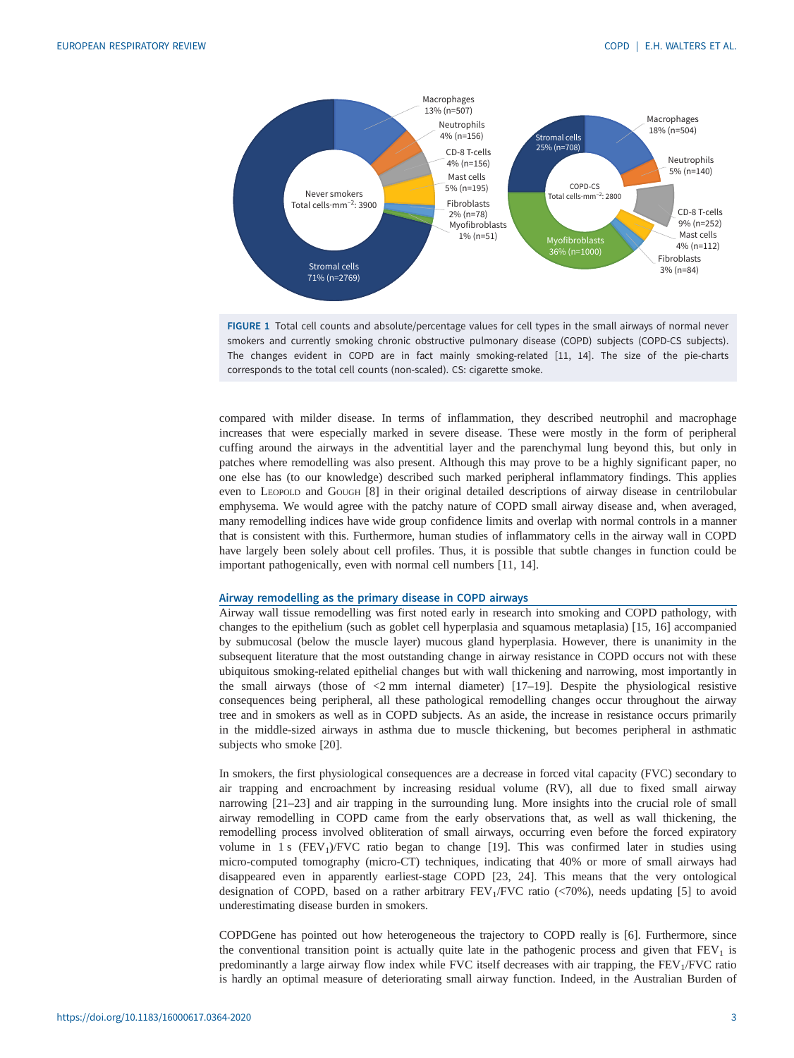FIGURE 1 Total cell counts and absolute/percentage values for cell types in the small airways of normal never smokers and currently smoking chronic obstructive pulmonary disease (COPD) subjects (COPD-CS subjects). The changes evident in COPD are in fact mainly smoking-related [11, 14]. The size of the pie-charts corresponds to the total cell counts (non-scaled). CS: cigarette smoke.

compared with milder disease. In terms of inflammation, they described neutrophil and macrophage increases that were especially marked in severe disease. These were mostly in the form of peripheral cuffing around the airways in the adventitial layer and the parenchymal lung beyond this, but only in patches where remodelling was also present. Although this may prove to be a highly significant paper, no one else has (to our knowledge) described such marked peripheral inflammatory findings. This applies even to Leopold and Gough [8] in their original detailed descriptions of airway disease in centrilobular emphysema. We would agree with the patchy nature of COPD small airway disease and, when averaged, many remodelling indices have wide group confidence limits and overlap with normal controls in a manner that is consistent with this. Furthermore, human studies of inflammatory cells in the airway wall in COPD have largely been solely about cell profiles. Thus, it is possible that subtle changes in function could be important pathogenically, even with normal cell numbers [11, 14].

## Airway remodelling as the primary disease in COPD airways

Airway wall tissue remodelling was first noted early in research into smoking and COPD pathology, with changes to the epithelium (such as goblet cell hyperplasia and squamous metaplasia) [15, 16] accompanied by submucosal (below the muscle layer) mucous gland hyperplasia. However, there is unanimity in the subsequent literature that the most outstanding change in airway resistance in COPD occurs not with these ubiquitous smoking-related epithelial changes but with wall thickening and narrowing, most importantly in the small airways (those of <2 mm internal diameter) [17–19]. Despite the physiological resistive consequences being peripheral, all these pathological remodelling changes occur throughout the airway tree and in smokers as well as in COPD subjects. As an aside, the increase in resistance occurs primarily in the middle-sized airways in asthma due to muscle thickening, but becomes peripheral in asthmatic subjects who smoke [20].

In smokers, the first physiological consequences are a decrease in forced vital capacity (FVC) secondary to air trapping and encroachment by increasing residual volume (RV), all due to fixed small airway narrowing [21–23] and air trapping in the surrounding lung. More insights into the crucial role of small airway remodelling in COPD came from the early observations that, as well as wall thickening, the remodelling process involved obliteration of small airways, occurring even before the forced expiratory volume in 1 s ($FEV_1$)/FVC ratio began to change [19]. This was confirmed later in studies using micro-computed tomography (micro-CT) techniques, indicating that 40% or more of small airways had disappeared even in apparently earliest-stage COPD [23, 24]. This means that the very ontological designation of COPD, based on a rather arbitrary $FEV_1$/FVC ratio (<70%), needs updating [5] to avoid underestimating disease burden in smokers.

COPDGene has pointed out how heterogeneous the trajectory to COPD really is [6]. Furthermore, since the conventional transition point is actually quite late in the pathogenic process and given that $FEV_1$ is predominantly a large airway flow index while FVC itself decreases with air trapping, the $FEV_1$/FVC ratio is hardly an optimal measure of deteriorating small airway function. Indeed, in the Australian Burden of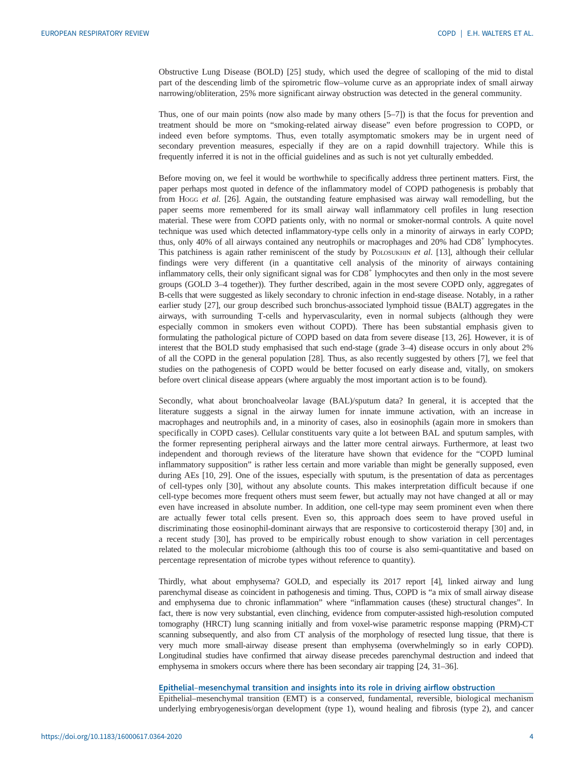Obstructive Lung Disease (BOLD) [25] study, which used the degree of scalloping of the mid to distal part of the descending limb of the spirometric flow–volume curve as an appropriate index of small airway narrowing/obliteration, 25% more significant airway obstruction was detected in the general community.

Thus, one of our main points (now also made by many others [5–7]) is that the focus for prevention and treatment should be more on "smoking-related airway disease" even before progression to COPD, or indeed even before symptoms. Thus, even totally asymptomatic smokers may be in urgent need of secondary prevention measures, especially if they are on a rapid downhill trajectory. While this is frequently inferred it is not in the official guidelines and as such is not yet culturally embedded.

Before moving on, we feel it would be worthwhile to specifically address three pertinent matters. First, the paper perhaps most quoted in defence of the inflammatory model of COPD pathogenesis is probably that from Hogg *et al.* [26]. Again, the outstanding feature emphasised was airway wall remodelling, but the paper seems more remembered for its small airway wall inflammatory cell profiles in lung resection material. These were from COPD patients only, with no normal or smoker-normal controls. A quite novel technique was used which detected inflammatory-type cells only in a minority of airways in early COPD; thus, only 40% of all airways contained any neutrophils or macrophages and 20% had $CD8^+$ lymphocytes. This patchiness is again rather reminiscent of the study by Polosukhin *et al.* [13], although their cellular findings were very different (in a quantitative cell analysis of the minority of airways containing inflammatory cells, their only significant signal was for $CD8^+$ lymphocytes and then only in the most severe groups (GOLD 3–4 together)). They further described, again in the most severe COPD only, aggregates of B-cells that were suggested as likely secondary to chronic infection in end-stage disease. Notably, in a rather earlier study [27], our group described such bronchus-associated lymphoid tissue (BALT) aggregates in the airways, with surrounding T-cells and hypervascularity, even in normal subjects (although they were especially common in smokers even without COPD). There has been substantial emphasis given to formulating the pathological picture of COPD based on data from severe disease [13, 26]. However, it is of interest that the BOLD study emphasised that such end-stage (grade 3–4) disease occurs in only about 2% of all the COPD in the general population [28]. Thus, as also recently suggested by others [7], we feel that studies on the pathogenesis of COPD would be better focused on early disease and, vitally, on smokers before overt clinical disease appears (where arguably the most important action is to be found).

Secondly, what about bronchoalveolar lavage (BAL)/sputum data? In general, it is accepted that the literature suggests a signal in the airway lumen for innate immune activation, with an increase in macrophages and neutrophils and, in a minority of cases, also in eosinophils (again more in smokers than specifically in COPD cases). Cellular constituents vary quite a lot between BAL and sputum samples, with the former representing peripheral airways and the latter more central airways. Furthermore, at least two independent and thorough reviews of the literature have shown that evidence for the "COPD luminal inflammatory supposition" is rather less certain and more variable than might be generally supposed, even during AEs [10, 29]. One of the issues, especially with sputum, is the presentation of data as percentages of cell-types only [30], without any absolute counts. This makes interpretation difficult because if one cell-type becomes more frequent others must seem fewer, but actually may not have changed at all or may even have increased in absolute number. In addition, one cell-type may seem prominent even when there are actually fewer total cells present. Even so, this approach does seem to have proved useful in discriminating those eosinophil-dominant airways that are responsive to corticosteroid therapy [30] and, in a recent study [30], has proved to be empirically robust enough to show variation in cell percentages related to the molecular microbiome (although this too of course is also semi-quantitative and based on percentage representation of microbe types without reference to quantity).

Thirdly, what about emphysema? GOLD, and especially its 2017 report [4], linked airway and lung parenchymal disease as coincident in pathogenesis and timing. Thus, COPD is "a mix of small airway disease and emphysema due to chronic inflammation" where "inflammation causes (these) structural changes". In fact, there is now very substantial, even clinching, evidence from computer-assisted high-resolution computed tomography (HRCT) lung scanning initially and from voxel-wise parametric response mapping (PRM)-CT scanning subsequently, and also from CT analysis of the morphology of resected lung tissue, that there is very much more small-airway disease present than emphysema (overwhelmingly so in early COPD). Longitudinal studies have confirmed that airway disease precedes parenchymal destruction and indeed that emphysema in smokers occurs where there has been secondary air trapping [24, 31–36].

## Epithelial–mesenchymal transition and insights into its role in driving airflow obstruction

Epithelial–mesenchymal transition (EMT) is a conserved, fundamental, reversible, biological mechanism underlying embryogenesis/organ development (type 1), wound healing and fibrosis (type 2), and cancer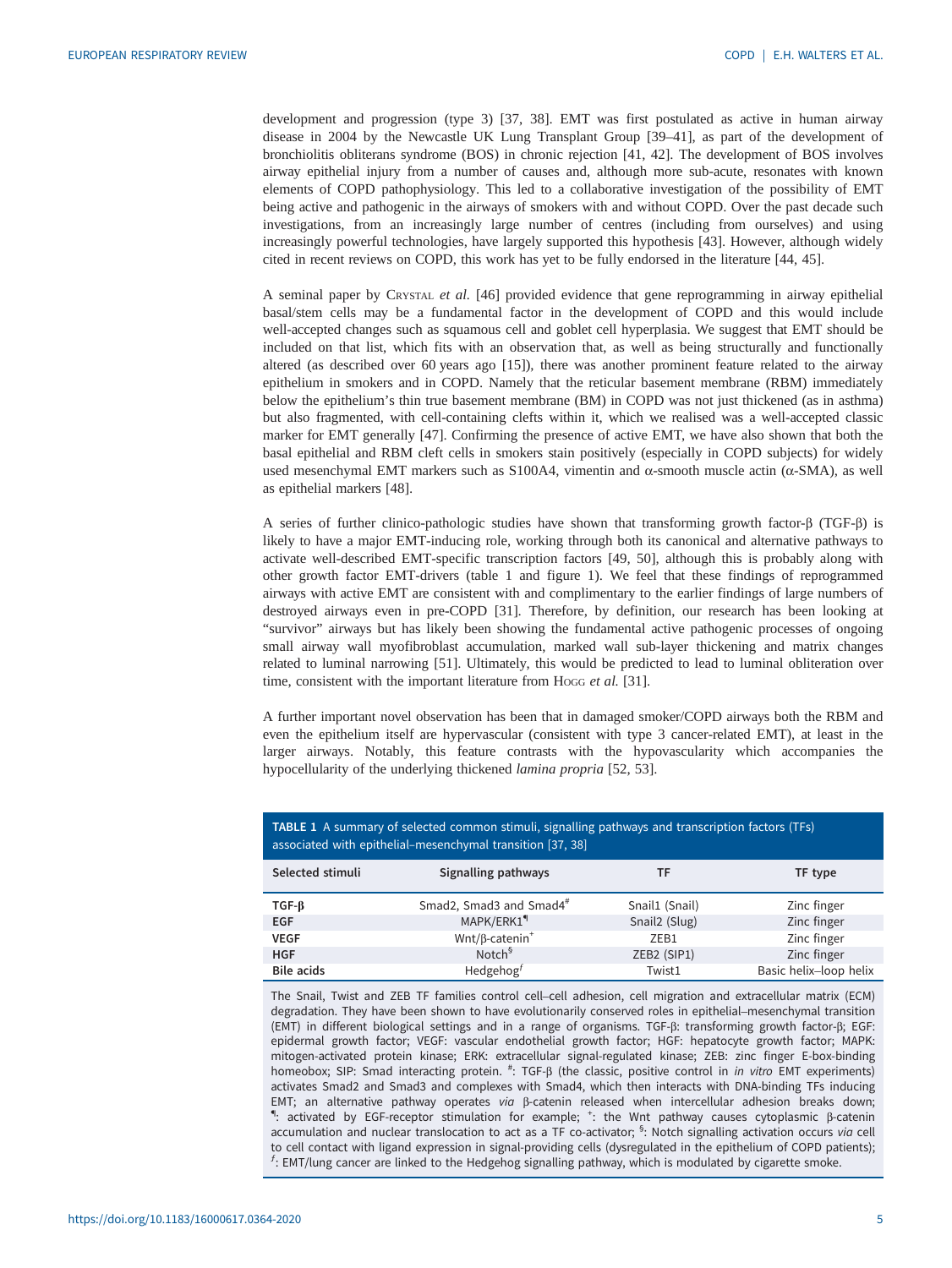development and progression (type 3) [37, 38]. EMT was first postulated as active in human airway disease in 2004 by the Newcastle UK Lung Transplant Group [39–41], as part of the development of bronchiolitis obliterans syndrome (BOS) in chronic rejection [41, 42]. The development of BOS involves airway epithelial injury from a number of causes and, although more sub-acute, resonates with known elements of COPD pathophysiology. This led to a collaborative investigation of the possibility of EMT being active and pathogenic in the airways of smokers with and without COPD. Over the past decade such investigations, from an increasingly large number of centres (including from ourselves) and using increasingly powerful technologies, have largely supported this hypothesis [43]. However, although widely cited in recent reviews on COPD, this work has yet to be fully endorsed in the literature [44, 45].

A seminal paper by Crystal *et al.* [46] provided evidence that gene reprogramming in airway epithelial basal/stem cells may be a fundamental factor in the development of COPD and this would include well-accepted changes such as squamous cell and goblet cell hyperplasia. We suggest that EMT should be included on that list, which fits with an observation that, as well as being structurally and functionally altered (as described over 60 years ago [15]), there was another prominent feature related to the airway epithelium in smokers and in COPD. Namely that the reticular basement membrane (RBM) immediately below the epithelium's thin true basement membrane (BM) in COPD was not just thickened (as in asthma) but also fragmented, with cell-containing clefts within it, which we realised was a well-accepted classic marker for EMT generally [47]. Confirming the presence of active EMT, we have also shown that both the basal epithelial and RBM cleft cells in smokers stain positively (especially in COPD subjects) for widely used mesenchymal EMT markers such as S100A4, vimentin and α-smooth muscle actin (α-SMA), as well as epithelial markers [48].

A series of further clinico-pathologic studies have shown that transforming growth factor-β (TGF-β) is likely to have a major EMT-inducing role, working through both its canonical and alternative pathways to activate well-described EMT-specific transcription factors [49, 50], although this is probably along with other growth factor EMT-drivers (table 1 and figure 1). We feel that these findings of reprogrammed airways with active EMT are consistent with and complimentary to the earlier findings of large numbers of destroyed airways even in pre-COPD [31]. Therefore, by definition, our research has been looking at "survivor" airways but has likely been showing the fundamental active pathogenic processes of ongoing small airway wall myofibroblast accumulation, marked wall sub-layer thickening and matrix changes related to luminal narrowing [51]. Ultimately, this would be predicted to lead to luminal obliteration over time, consistent with the important literature from Hogg *et al.* [31].

A further important novel observation has been that in damaged smoker/COPD airways both the RBM and even the epithelium itself are hypervascular (consistent with type 3 cancer-related EMT), at least in the larger airways. Notably, this feature contrasts with the hypovascularity which accompanies the hypocellularity of the underlying thickened *lamina propria* [52, 53].

**TABLE 1** A summary of selected common stimuli, signalling pathways and transcription factors (TFs) associated with epithelial–mesenchymal transition [37, 38]

| Selected stimuli | Signalling pathways | TF | TF type |
|---|---|---|---|
| **TGF-β** | Smad2, Smad3 and Smad4[#] | Snail1 (Snail) | Zinc finger |
| **EGF** | MAPK/ERK1[¶] | Snail2 (Slug) | Zinc finger |
| **VEGF** | Wnt/β-catenin[+] | ZEB1 | Zinc finger |
| **HGF** | Notch[§] | ZEB2 (SIP1) | Zinc finger |
| **Bile acids** | Hedgehog[ƒ] | Twist1 | Basic helix–loop helix |

The Snail, Twist and ZEB TF families control cell–cell adhesion, cell migration and extracellular matrix (ECM) degradation. They have been shown to have evolutionarily conserved roles in epithelial–mesenchymal transition (EMT) in different biological settings and in a range of organisms. TGF-β: transforming growth factor-β; EGF: epidermal growth factor; VEGF: vascular endothelial growth factor; HGF: hepatocyte growth factor; MAPK: mitogen-activated protein kinase; ERK: extracellular signal-regulated kinase; ZEB: zinc finger E-box-binding homeobox; SIP: Smad interacting protein. [#]: TGF-β (the classic, positive control in *in vitro* EMT experiments) activates Smad2 and Smad3 and complexes with Smad4, which then interacts with DNA-binding TFs inducing EMT; an alternative pathway operates *via* β-catenin released when intercellular adhesion breaks down; [¶]: activated by EGF-receptor stimulation for example; [+]: the Wnt pathway causes cytoplasmic β-catenin accumulation and nuclear translocation to act as a TF co-activator; [§]: Notch signalling activation occurs *via* cell to cell contact with ligand expression in signal-providing cells (dysregulated in the epithelium of COPD patients); [ƒ]: EMT/lung cancer are linked to the Hedgehog signalling pathway, which is modulated by cigarette smoke.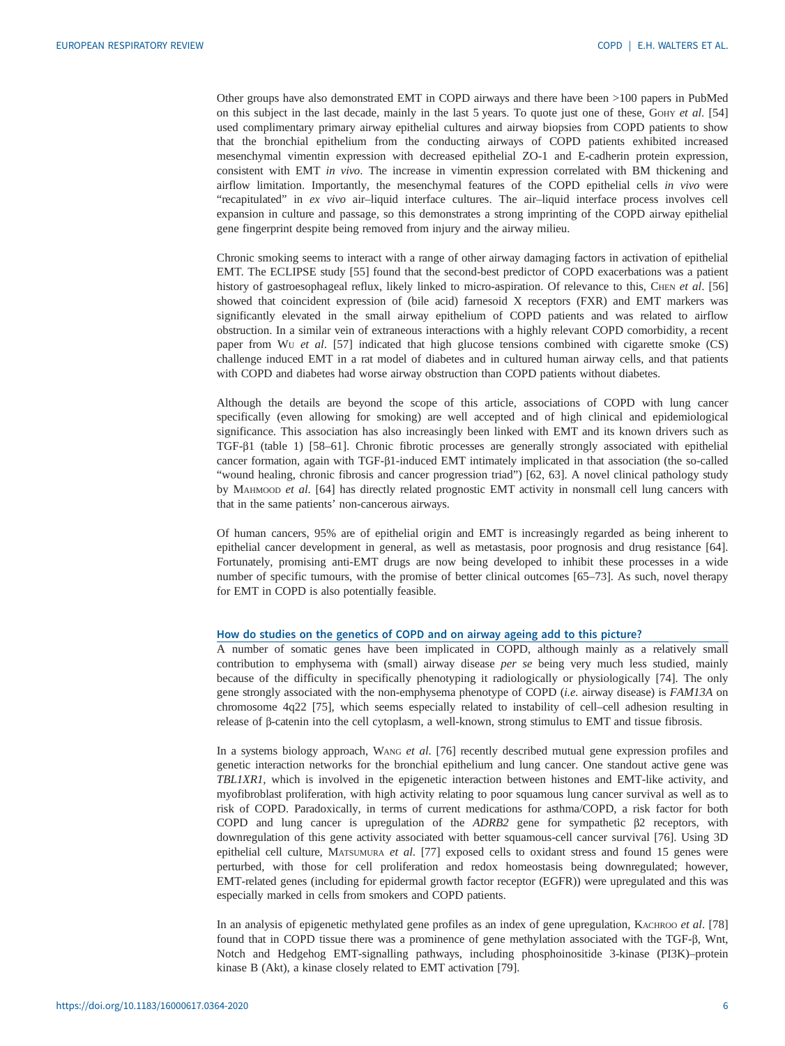Other groups have also demonstrated EMT in COPD airways and there have been >100 papers in PubMed on this subject in the last decade, mainly in the last 5 years. To quote just one of these, Gohy *et al*. [54] used complimentary primary airway epithelial cultures and airway biopsies from COPD patients to show that the bronchial epithelium from the conducting airways of COPD patients exhibited increased mesenchymal vimentin expression with decreased epithelial ZO-1 and E-cadherin protein expression, consistent with EMT *in vivo*. The increase in vimentin expression correlated with BM thickening and airflow limitation. Importantly, the mesenchymal features of the COPD epithelial cells *in vivo* were "recapitulated" in *ex vivo* air–liquid interface cultures. The air–liquid interface process involves cell expansion in culture and passage, so this demonstrates a strong imprinting of the COPD airway epithelial gene fingerprint despite being removed from injury and the airway milieu.

Chronic smoking seems to interact with a range of other airway damaging factors in activation of epithelial EMT. The ECLIPSE study [55] found that the second-best predictor of COPD exacerbations was a patient history of gastroesophageal reflux, likely linked to micro-aspiration. Of relevance to this, Chen *et al*. [56] showed that coincident expression of (bile acid) farnesoid X receptors (FXR) and EMT markers was significantly elevated in the small airway epithelium of COPD patients and was related to airflow obstruction. In a similar vein of extraneous interactions with a highly relevant COPD comorbidity, a recent paper from Wu *et al*. [57] indicated that high glucose tensions combined with cigarette smoke (CS) challenge induced EMT in a rat model of diabetes and in cultured human airway cells, and that patients with COPD and diabetes had worse airway obstruction than COPD patients without diabetes.

Although the details are beyond the scope of this article, associations of COPD with lung cancer specifically (even allowing for smoking) are well accepted and of high clinical and epidemiological significance. This association has also increasingly been linked with EMT and its known drivers such as TGF-β1 (table 1) [58–61]. Chronic fibrotic processes are generally strongly associated with epithelial cancer formation, again with TGF-β1-induced EMT intimately implicated in that association (the so-called "wound healing, chronic fibrosis and cancer progression triad") [62, 63]. A novel clinical pathology study by Mahmood *et al*. [64] has directly related prognostic EMT activity in nonsmall cell lung cancers with that in the same patients' non-cancerous airways.

Of human cancers, 95% are of epithelial origin and EMT is increasingly regarded as being inherent to epithelial cancer development in general, as well as metastasis, poor prognosis and drug resistance [64]. Fortunately, promising anti-EMT drugs are now being developed to inhibit these processes in a wide number of specific tumours, with the promise of better clinical outcomes [65–73]. As such, novel therapy for EMT in COPD is also potentially feasible.

## How do studies on the genetics of COPD and on airway ageing add to this picture?

A number of somatic genes have been implicated in COPD, although mainly as a relatively small contribution to emphysema with (small) airway disease *per se* being very much less studied, mainly because of the difficulty in specifically phenotyping it radiologically or physiologically [74]. The only gene strongly associated with the non-emphysema phenotype of COPD (*i.e.* airway disease) is *FAM13A* on chromosome 4q22 [75], which seems especially related to instability of cell–cell adhesion resulting in release of β-catenin into the cell cytoplasm, a well-known, strong stimulus to EMT and tissue fibrosis.

In a systems biology approach, Wang *et al*. [76] recently described mutual gene expression profiles and genetic interaction networks for the bronchial epithelium and lung cancer. One standout active gene was *TBL1XR1*, which is involved in the epigenetic interaction between histones and EMT-like activity, and myofibroblast proliferation, with high activity relating to poor squamous lung cancer survival as well as to risk of COPD. Paradoxically, in terms of current medications for asthma/COPD, a risk factor for both COPD and lung cancer is upregulation of the *ADRB2* gene for sympathetic β2 receptors, with downregulation of this gene activity associated with better squamous-cell cancer survival [76]. Using 3D epithelial cell culture, Matsumura *et al*. [77] exposed cells to oxidant stress and found 15 genes were perturbed, with those for cell proliferation and redox homeostasis being downregulated; however, EMT-related genes (including for epidermal growth factor receptor (EGFR)) were upregulated and this was especially marked in cells from smokers and COPD patients.

In an analysis of epigenetic methylated gene profiles as an index of gene upregulation, Kachroo *et al*. [78] found that in COPD tissue there was a prominence of gene methylation associated with the TGF-β, Wnt, Notch and Hedgehog EMT-signalling pathways, including phosphoinositide 3-kinase (PI3K)–protein kinase B (Akt), a kinase closely related to EMT activation [79].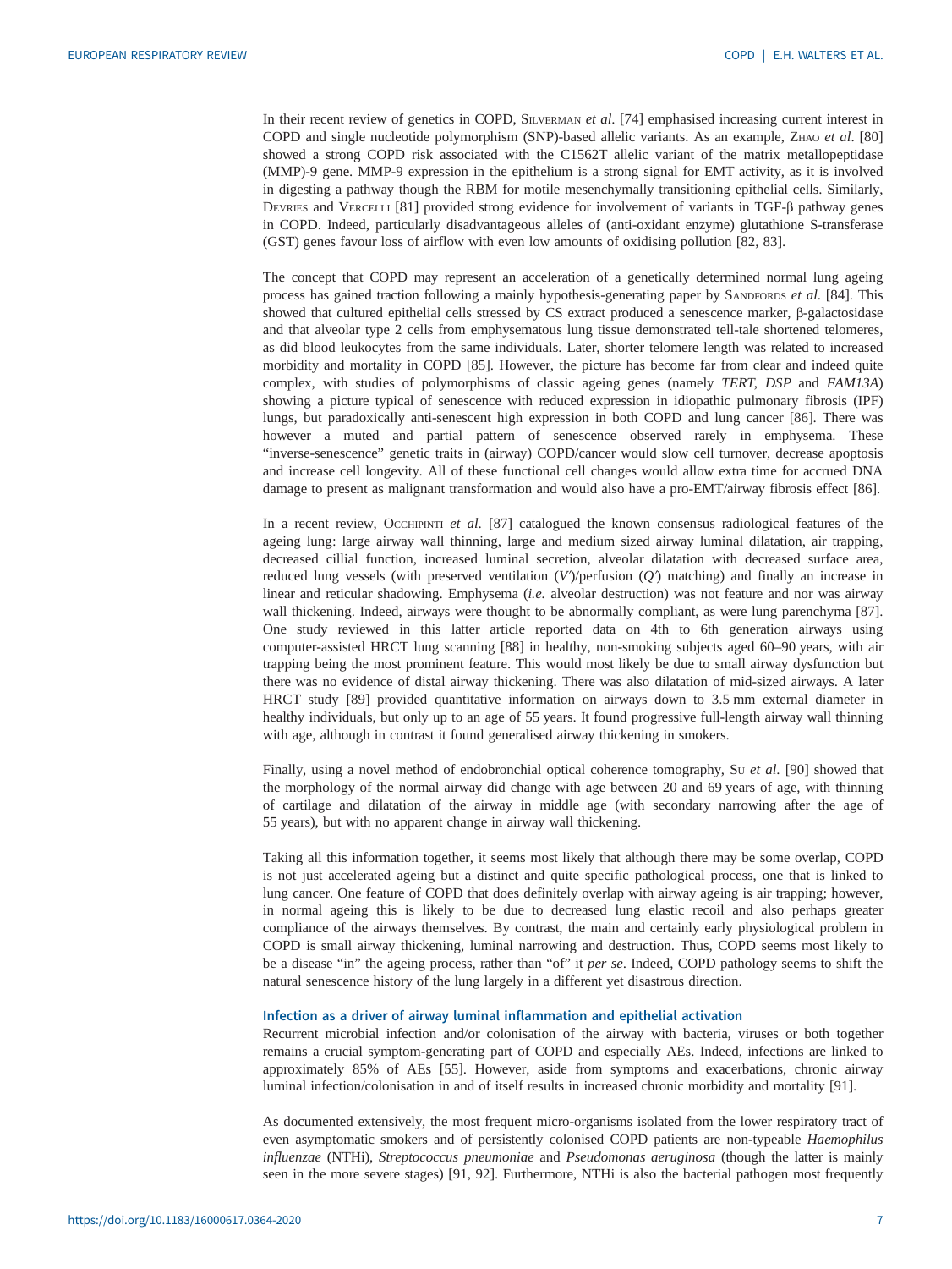In their recent review of genetics in COPD, Silverman *et al*. [74] emphasised increasing current interest in COPD and single nucleotide polymorphism (SNP)-based allelic variants. As an example, Zhao *et al*. [80] showed a strong COPD risk associated with the C1562T allelic variant of the matrix metallopeptidase (MMP)-9 gene. MMP-9 expression in the epithelium is a strong signal for EMT activity, as it is involved in digesting a pathway though the RBM for motile mesenchymally transitioning epithelial cells. Similarly, Devries and Vercelli [81] provided strong evidence for involvement of variants in TGF-β pathway genes in COPD. Indeed, particularly disadvantageous alleles of (anti-oxidant enzyme) glutathione S-transferase (GST) genes favour loss of airflow with even low amounts of oxidising pollution [82, 83].

The concept that COPD may represent an acceleration of a genetically determined normal lung ageing process has gained traction following a mainly hypothesis-generating paper by Sandfords *et al*. [84]. This showed that cultured epithelial cells stressed by CS extract produced a senescence marker, β-galactosidase and that alveolar type 2 cells from emphysematous lung tissue demonstrated tell-tale shortened telomeres, as did blood leukocytes from the same individuals. Later, shorter telomere length was related to increased morbidity and mortality in COPD [85]. However, the picture has become far from clear and indeed quite complex, with studies of polymorphisms of classic ageing genes (namely *TERT*, *DSP* and *FAM13A*) showing a picture typical of senescence with reduced expression in idiopathic pulmonary fibrosis (IPF) lungs, but paradoxically anti-senescent high expression in both COPD and lung cancer [86]. There was however a muted and partial pattern of senescence observed rarely in emphysema. These "inverse-senescence" genetic traits in (airway) COPD/cancer would slow cell turnover, decrease apoptosis and increase cell longevity. All of these functional cell changes would allow extra time for accrued DNA damage to present as malignant transformation and would also have a pro-EMT/airway fibrosis effect [86].

In a recent review, Occhipinti *et al*. [87] catalogued the known consensus radiological features of the ageing lung: large airway wall thinning, large and medium sized airway luminal dilatation, air trapping, decreased cillial function, increased luminal secretion, alveolar dilatation with decreased surface area, reduced lung vessels (with preserved ventilation ($V'$)/perfusion ($Q'$) matching) and finally an increase in linear and reticular shadowing. Emphysema (*i.e.* alveolar destruction) was not feature and nor was airway wall thickening. Indeed, airways were thought to be abnormally compliant, as were lung parenchyma [87]. One study reviewed in this latter article reported data on 4th to 6th generation airways using computer-assisted HRCT lung scanning [88] in healthy, non-smoking subjects aged 60–90 years, with air trapping being the most prominent feature. This would most likely be due to small airway dysfunction but there was no evidence of distal airway thickening. There was also dilatation of mid-sized airways. A later HRCT study [89] provided quantitative information on airways down to 3.5 mm external diameter in healthy individuals, but only up to an age of 55 years. It found progressive full-length airway wall thinning with age, although in contrast it found generalised airway thickening in smokers.

Finally, using a novel method of endobronchial optical coherence tomography, Su *et al*. [90] showed that the morphology of the normal airway did change with age between 20 and 69 years of age, with thinning of cartilage and dilatation of the airway in middle age (with secondary narrowing after the age of 55 years), but with no apparent change in airway wall thickening.

Taking all this information together, it seems most likely that although there may be some overlap, COPD is not just accelerated ageing but a distinct and quite specific pathological process, one that is linked to lung cancer. One feature of COPD that does definitely overlap with airway ageing is air trapping; however, in normal ageing this is likely to be due to decreased lung elastic recoil and also perhaps greater compliance of the airways themselves. By contrast, the main and certainly early physiological problem in COPD is small airway thickening, luminal narrowing and destruction. Thus, COPD seems most likely to be a disease "in" the ageing process, rather than "of" it *per se*. Indeed, COPD pathology seems to shift the natural senescence history of the lung largely in a different yet disastrous direction.

## Infection as a driver of airway luminal inflammation and epithelial activation

Recurrent microbial infection and/or colonisation of the airway with bacteria, viruses or both together remains a crucial symptom-generating part of COPD and especially AEs. Indeed, infections are linked to approximately 85% of AEs [55]. However, aside from symptoms and exacerbations, chronic airway luminal infection/colonisation in and of itself results in increased chronic morbidity and mortality [91].

As documented extensively, the most frequent micro-organisms isolated from the lower respiratory tract of even asymptomatic smokers and of persistently colonised COPD patients are non-typeable *Haemophilus influenzae* (NTHi), *Streptococcus pneumoniae* and *Pseudomonas aeruginosa* (though the latter is mainly seen in the more severe stages) [91, 92]. Furthermore, NTHi is also the bacterial pathogen most frequently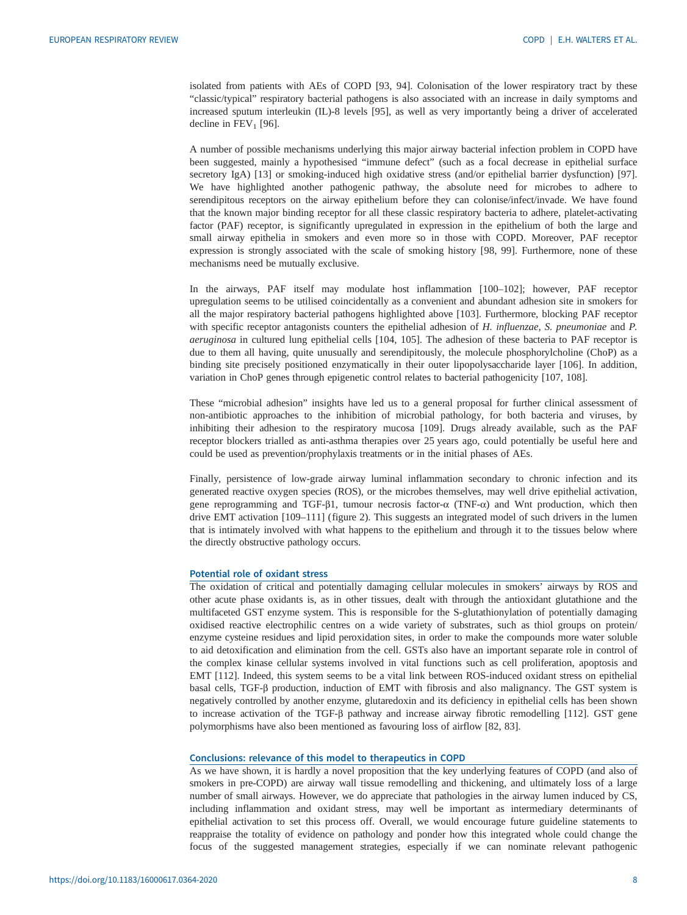isolated from patients with AEs of COPD [93, 94]. Colonisation of the lower respiratory tract by these "classic/typical" respiratory bacterial pathogens is also associated with an increase in daily symptoms and increased sputum interleukin (IL)-8 levels [95], as well as very importantly being a driver of accelerated decline in $FEV_1$ [96].

A number of possible mechanisms underlying this major airway bacterial infection problem in COPD have been suggested, mainly a hypothesised "immune defect" (such as a focal decrease in epithelial surface secretory IgA) [13] or smoking-induced high oxidative stress (and/or epithelial barrier dysfunction) [97]. We have highlighted another pathogenic pathway, the absolute need for microbes to adhere to serendipitous receptors on the airway epithelium before they can colonise/infect/invade. We have found that the known major binding receptor for all these classic respiratory bacteria to adhere, platelet-activating factor (PAF) receptor, is significantly upregulated in expression in the epithelium of both the large and small airway epithelia in smokers and even more so in those with COPD. Moreover, PAF receptor expression is strongly associated with the scale of smoking history [98, 99]. Furthermore, none of these mechanisms need be mutually exclusive.

In the airways, PAF itself may modulate host inflammation [100–102]; however, PAF receptor upregulation seems to be utilised coincidentally as a convenient and abundant adhesion site in smokers for all the major respiratory bacterial pathogens highlighted above [103]. Furthermore, blocking PAF receptor with specific receptor antagonists counters the epithelial adhesion of *H. influenzae*, *S. pneumoniae* and *P. aeruginosa* in cultured lung epithelial cells [104, 105]. The adhesion of these bacteria to PAF receptor is due to them all having, quite unusually and serendipitously, the molecule phosphorylcholine (ChoP) as a binding site precisely positioned enzymatically in their outer lipopolysaccharide layer [106]. In addition, variation in ChoP genes through epigenetic control relates to bacterial pathogenicity [107, 108].

These "microbial adhesion" insights have led us to a general proposal for further clinical assessment of non-antibiotic approaches to the inhibition of microbial pathology, for both bacteria and viruses, by inhibiting their adhesion to the respiratory mucosa [109]. Drugs already available, such as the PAF receptor blockers trialled as anti-asthma therapies over 25 years ago, could potentially be useful here and could be used as prevention/prophylaxis treatments or in the initial phases of AEs.

Finally, persistence of low-grade airway luminal inflammation secondary to chronic infection and its generated reactive oxygen species (ROS), or the microbes themselves, may well drive epithelial activation, gene reprogramming and TGF-β1, tumour necrosis factor-α (TNF-α) and Wnt production, which then drive EMT activation [109–111] (figure 2). This suggests an integrated model of such drivers in the lumen that is intimately involved with what happens to the epithelium and through it to the tissues below where the directly obstructive pathology occurs.

## Potential role of oxidant stress

The oxidation of critical and potentially damaging cellular molecules in smokers' airways by ROS and other acute phase oxidants is, as in other tissues, dealt with through the antioxidant glutathione and the multifaceted GST enzyme system. This is responsible for the S-glutathionylation of potentially damaging oxidised reactive electrophilic centres on a wide variety of substrates, such as thiol groups on protein/enzyme cysteine residues and lipid peroxidation sites, in order to make the compounds more water soluble to aid detoxification and elimination from the cell. GSTs also have an important separate role in control of the complex kinase cellular systems involved in vital functions such as cell proliferation, apoptosis and EMT [112]. Indeed, this system seems to be a vital link between ROS-induced oxidant stress on epithelial basal cells, TGF-β production, induction of EMT with fibrosis and also malignancy. The GST system is negatively controlled by another enzyme, glutaredoxin and its deficiency in epithelial cells has been shown to increase activation of the TGF-β pathway and increase airway fibrotic remodelling [112]. GST gene polymorphisms have also been mentioned as favouring loss of airflow [82, 83].

## Conclusions: relevance of this model to therapeutics in COPD

As we have shown, it is hardly a novel proposition that the key underlying features of COPD (and also of smokers in pre-COPD) are airway wall tissue remodelling and thickening, and ultimately loss of a large number of small airways. However, we do appreciate that pathologies in the airway lumen induced by CS, including inflammation and oxidant stress, may well be important as intermediary determinants of epithelial activation to set this process off. Overall, we would encourage future guideline statements to reappraise the totality of evidence on pathology and ponder how this integrated whole could change the focus of the suggested management strategies, especially if we can nominate relevant pathogenic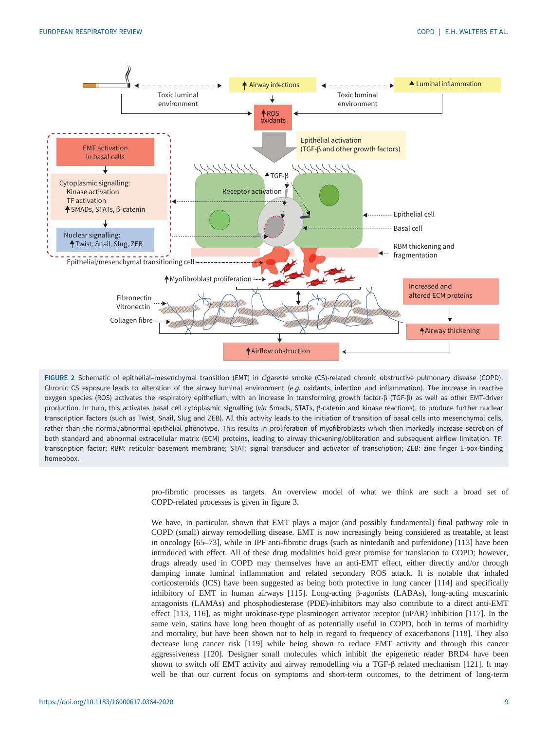**FIGURE 2** Schematic of epithelial–mesenchymal transition (EMT) in cigarette smoke (CS)-related chronic obstructive pulmonary disease (COPD). Chronic CS exposure leads to alteration of the airway luminal environment (*e.g.* oxidants, infection and inflammation). The increase in reactive oxygen species (ROS) activates the respiratory epithelium, with an increase in transforming growth factor-β (TGF-β) as well as other EMT-driver production. In turn, this activates basal cell cytoplasmic signalling (*via* Smads, STATs, β-catenin and kinase reactions), to produce further nuclear transcription factors (such as Twist, Snail, Slug and ZEB). All this activity leads to the initiation of transition of basal cells into mesenchymal cells, rather than the normal/abnormal epithelial phenotype. This results in proliferation of myofibroblasts which then markedly increase secretion of both standard and abnormal extracellular matrix (ECM) proteins, leading to airway thickening/obliteration and subsequent airflow limitation. TF: transcription factor; RBM: reticular basement membrane; STAT: signal transducer and activator of transcription; ZEB: zinc finger E-box-binding homeobox.

pro-fibrotic processes as targets. An overview model of what we think are such a broad set of COPD-related processes is given in figure 3.

We have, in particular, shown that EMT plays a major (and possibly fundamental) final pathway role in COPD (small) airway remodelling disease. EMT is now increasingly being considered as treatable, at least in oncology [65–73], while in IPF anti-fibrotic drugs (such as nintedanib and pirfenidone) [113] have been introduced with effect. All of these drug modalities hold great promise for translation to COPD; however, drugs already used in COPD may themselves have an anti-EMT effect, either directly and/or through damping innate luminal inflammation and related secondary ROS attack. It is notable that inhaled corticosteroids (ICS) have been suggested as being both protective in lung cancer [114] and specifically inhibitory of EMT in human airways [115]. Long-acting β-agonists (LABAs), long-acting muscarinic antagonists (LAMAs) and phosphodiesterase (PDE)-inhibitors may also contribute to a direct anti-EMT effect [113, 116], as might urokinase-type plasminogen activator receptor (uPAR) inhibition [117]. In the same vein, statins have long been thought of as potentially useful in COPD, both in terms of morbidity and mortality, but have been shown not to help in regard to frequency of exacerbations [118]. They also decrease lung cancer risk [119] while being shown to reduce EMT activity and through this cancer aggressiveness [120]. Designer small molecules which inhibit the epigenetic reader BRD4 have been shown to switch off EMT activity and airway remodelling *via* a TGF-β related mechanism [121]. It may well be that our current focus on symptoms and short-term outcomes, to the detriment of long-term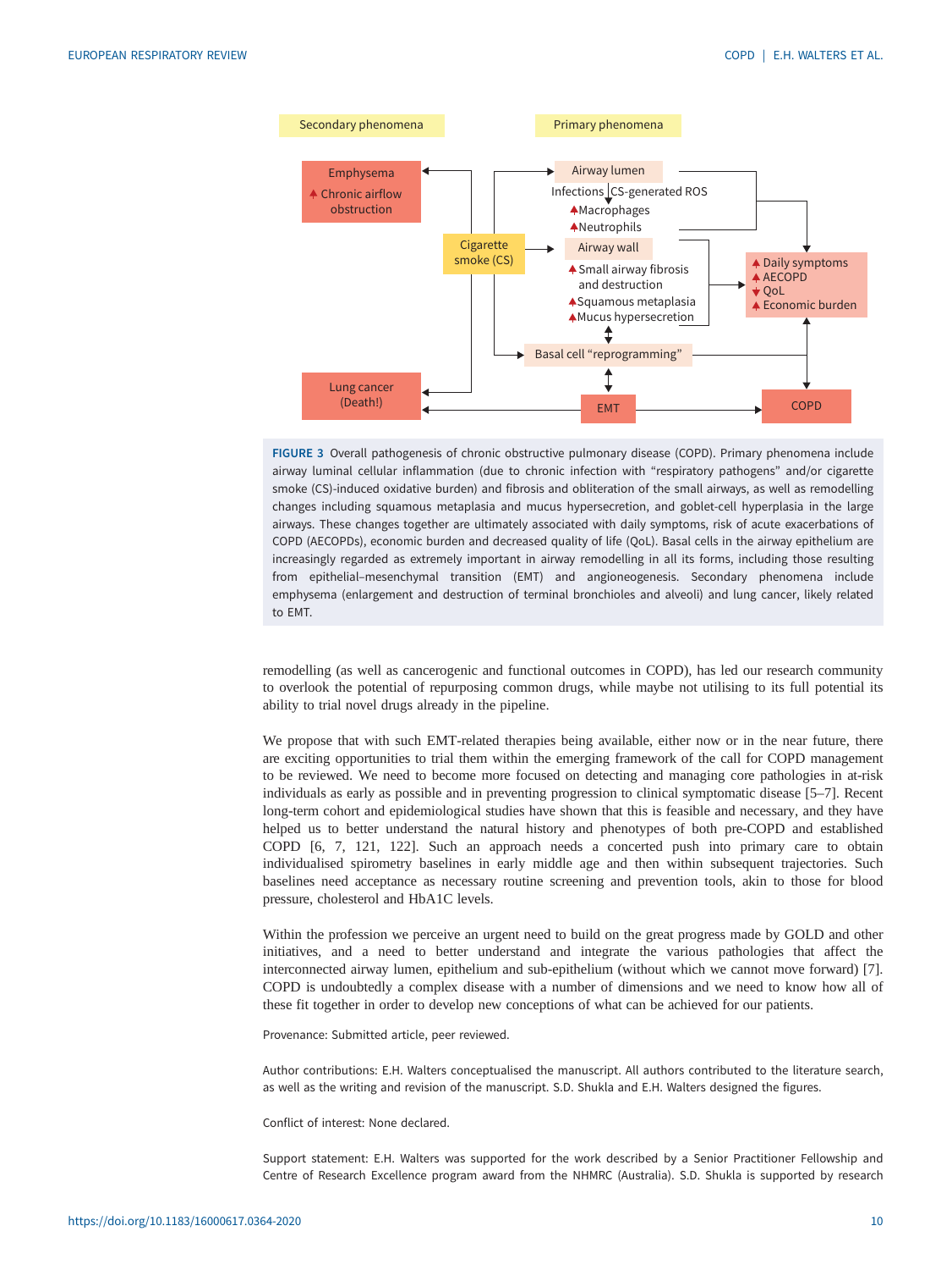FIGURE 3 Overall pathogenesis of chronic obstructive pulmonary disease (COPD). Primary phenomena include airway luminal cellular inflammation (due to chronic infection with "respiratory pathogens" and/or cigarette smoke (CS)-induced oxidative burden) and fibrosis and obliteration of the small airways, as well as remodelling changes including squamous metaplasia and mucus hypersecretion, and goblet-cell hyperplasia in the large airways. These changes together are ultimately associated with daily symptoms, risk of acute exacerbations of COPD (AECOPDs), economic burden and decreased quality of life (QoL). Basal cells in the airway epithelium are increasingly regarded as extremely important in airway remodelling in all its forms, including those resulting from epithelial–mesenchymal transition (EMT) and angioneogenesis. Secondary phenomena include emphysema (enlargement and destruction of terminal bronchioles and alveoli) and lung cancer, likely related to EMT.

remodelling (as well as cancerogenic and functional outcomes in COPD), has led our research community to overlook the potential of repurposing common drugs, while maybe not utilising to its full potential its ability to trial novel drugs already in the pipeline.

We propose that with such EMT-related therapies being available, either now or in the near future, there are exciting opportunities to trial them within the emerging framework of the call for COPD management to be reviewed. We need to become more focused on detecting and managing core pathologies in at-risk individuals as early as possible and in preventing progression to clinical symptomatic disease [5–7]. Recent long-term cohort and epidemiological studies have shown that this is feasible and necessary, and they have helped us to better understand the natural history and phenotypes of both pre-COPD and established COPD [6, 7, 121, 122]. Such an approach needs a concerted push into primary care to obtain individualised spirometry baselines in early middle age and then within subsequent trajectories. Such baselines need acceptance as necessary routine screening and prevention tools, akin to those for blood pressure, cholesterol and HbA1C levels.

Within the profession we perceive an urgent need to build on the great progress made by GOLD and other initiatives, and a need to better understand and integrate the various pathologies that affect the interconnected airway lumen, epithelium and sub-epithelium (without which we cannot move forward) [7]. COPD is undoubtedly a complex disease with a number of dimensions and we need to know how all of these fit together in order to develop new conceptions of what can be achieved for our patients.

Provenance: Submitted article, peer reviewed.

Author contributions: E.H. Walters conceptualised the manuscript. All authors contributed to the literature search, as well as the writing and revision of the manuscript. S.D. Shukla and E.H. Walters designed the figures.

Conflict of interest: None declared.

Support statement: E.H. Walters was supported for the work described by a Senior Practitioner Fellowship and Centre of Research Excellence program award from the NHMRC (Australia). S.D. Shukla is supported by research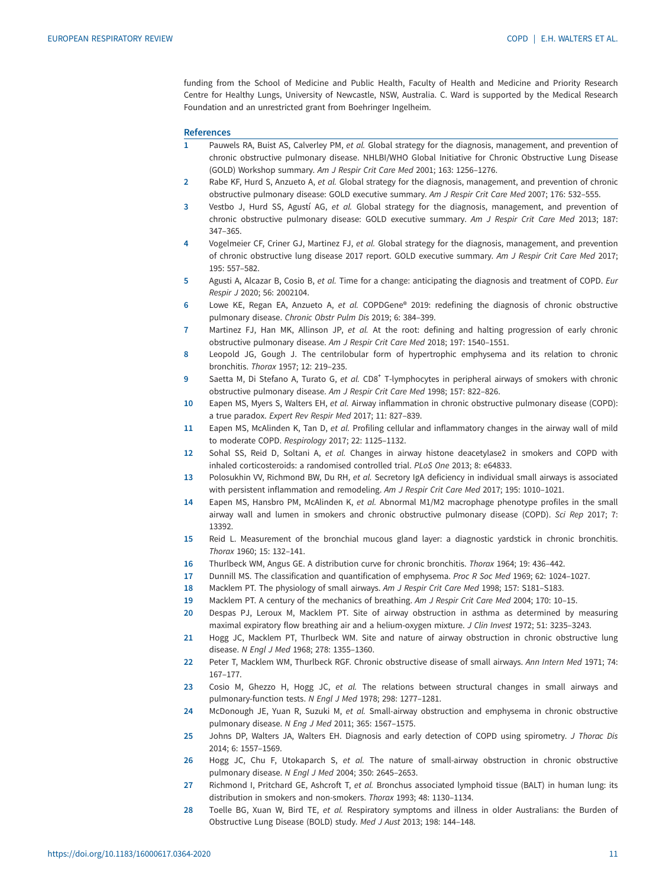funding from the School of Medicine and Public Health, Faculty of Health and Medicine and Priority Research Centre for Healthy Lungs, University of Newcastle, NSW, Australia. C. Ward is supported by the Medical Research Foundation and an unrestricted grant from Boehringer Ingelheim.

## References

1. Pauwels RA, Buist AS, Calverley PM, *et al.* Global strategy for the diagnosis, management, and prevention of chronic obstructive pulmonary disease. NHLBI/WHO Global Initiative for Chronic Obstructive Lung Disease (GOLD) Workshop summary. *Am J Respir Crit Care Med* 2001; 163: 1256–1276.
2. Rabe KF, Hurd S, Anzueto A, *et al.* Global strategy for the diagnosis, management, and prevention of chronic obstructive pulmonary disease: GOLD executive summary. *Am J Respir Crit Care Med* 2007; 176: 532–555.
3. Vestbo J, Hurd SS, Agustí AG, *et al.* Global strategy for the diagnosis, management, and prevention of chronic obstructive pulmonary disease: GOLD executive summary. *Am J Respir Crit Care Med* 2013; 187: 347–365.
4. Vogelmeier CF, Criner GJ, Martinez FJ, *et al.* Global strategy for the diagnosis, management, and prevention of chronic obstructive lung disease 2017 report. GOLD executive summary. *Am J Respir Crit Care Med* 2017; 195: 557–582.
5. Agusti A, Alcazar B, Cosio B, *et al.* Time for a change: anticipating the diagnosis and treatment of COPD. *Eur Respir J* 2020; 56: 2002104.
6. Lowe KE, Regan EA, Anzueto A, *et al.* COPDGene® 2019: redefining the diagnosis of chronic obstructive pulmonary disease. *Chronic Obstr Pulm Dis* 2019; 6: 384–399.
7. Martinez FJ, Han MK, Allinson JP, *et al.* At the root: defining and halting progression of early chronic obstructive pulmonary disease. *Am J Respir Crit Care Med* 2018; 197: 1540–1551.
8. Leopold JG, Gough J. The centrilobular form of hypertrophic emphysema and its relation to chronic bronchitis. *Thorax* 1957; 12: 219–235.
9. Saetta M, Di Stefano A, Turato G, *et al.* CD8+ T-lymphocytes in peripheral airways of smokers with chronic obstructive pulmonary disease. *Am J Respir Crit Care Med* 1998; 157: 822–826.
10. Eapen MS, Myers S, Walters EH, *et al.* Airway inflammation in chronic obstructive pulmonary disease (COPD): a true paradox. *Expert Rev Respir Med* 2017; 11: 827–839.
11. Eapen MS, McAlinden K, Tan D, *et al.* Profiling cellular and inflammatory changes in the airway wall of mild to moderate COPD. *Respirology* 2017; 22: 1125–1132.
12. Sohal SS, Reid D, Soltani A, *et al.* Changes in airway histone deacetylase2 in smokers and COPD with inhaled corticosteroids: a randomised controlled trial. *PLoS One* 2013; 8: e64833.
13. Polosukhin VV, Richmond BW, Du RH, *et al.* Secretory IgA deficiency in individual small airways is associated with persistent inflammation and remodeling. *Am J Respir Crit Care Med* 2017; 195: 1010–1021.
14. Eapen MS, Hansbro PM, McAlinden K, *et al.* Abnormal M1/M2 macrophage phenotype profiles in the small airway wall and lumen in smokers and chronic obstructive pulmonary disease (COPD). *Sci Rep* 2017; 7: 13392.
15. Reid L. Measurement of the bronchial mucous gland layer: a diagnostic yardstick in chronic bronchitis. *Thorax* 1960; 15: 132–141.
16. Thurlbeck WM, Angus GE. A distribution curve for chronic bronchitis. *Thorax* 1964; 19: 436–442.
17. Dunnill MS. The classification and quantification of emphysema. *Proc R Soc Med* 1969; 62: 1024–1027.
18. Macklem PT. The physiology of small airways. *Am J Respir Crit Care Med* 1998; 157: S181–S183.
19. Macklem PT. A century of the mechanics of breathing. *Am J Respir Crit Care Med* 2004; 170: 10–15.
20. Despas PJ, Leroux M, Macklem PT. Site of airway obstruction in asthma as determined by measuring maximal expiratory flow breathing air and a helium-oxygen mixture. *J Clin Invest* 1972; 51: 3235–3243.
21. Hogg JC, Macklem PT, Thurlbeck WM. Site and nature of airway obstruction in chronic obstructive lung disease. *N Engl J Med* 1968; 278: 1355–1360.
22. Peter T, Macklem WM, Thurlbeck RGF. Chronic obstructive disease of small airways. *Ann Intern Med* 1971; 74: 167–177.
23. Cosio M, Ghezzo H, Hogg JC, *et al.* The relations between structural changes in small airways and pulmonary-function tests. *N Engl J Med* 1978; 298: 1277–1281.
24. McDonough JE, Yuan R, Suzuki M, *et al.* Small-airway obstruction and emphysema in chronic obstructive pulmonary disease. *N Eng J Med* 2011; 365: 1567–1575.
25. Johns DP, Walters JA, Walters EH. Diagnosis and early detection of COPD using spirometry. *J Thorac Dis* 2014; 6: 1557–1569.
26. Hogg JC, Chu F, Utokaparch S, *et al.* The nature of small-airway obstruction in chronic obstructive pulmonary disease. *N Engl J Med* 2004; 350: 2645–2653.
27. Richmond I, Pritchard GE, Ashcroft T, *et al.* Bronchus associated lymphoid tissue (BALT) in human lung: its distribution in smokers and non-smokers. *Thorax* 1993; 48: 1130–1134.
28. Toelle BG, Xuan W, Bird TE, *et al.* Respiratory symptoms and illness in older Australians: the Burden of Obstructive Lung Disease (BOLD) study. *Med J Aust* 2013; 198: 144–148.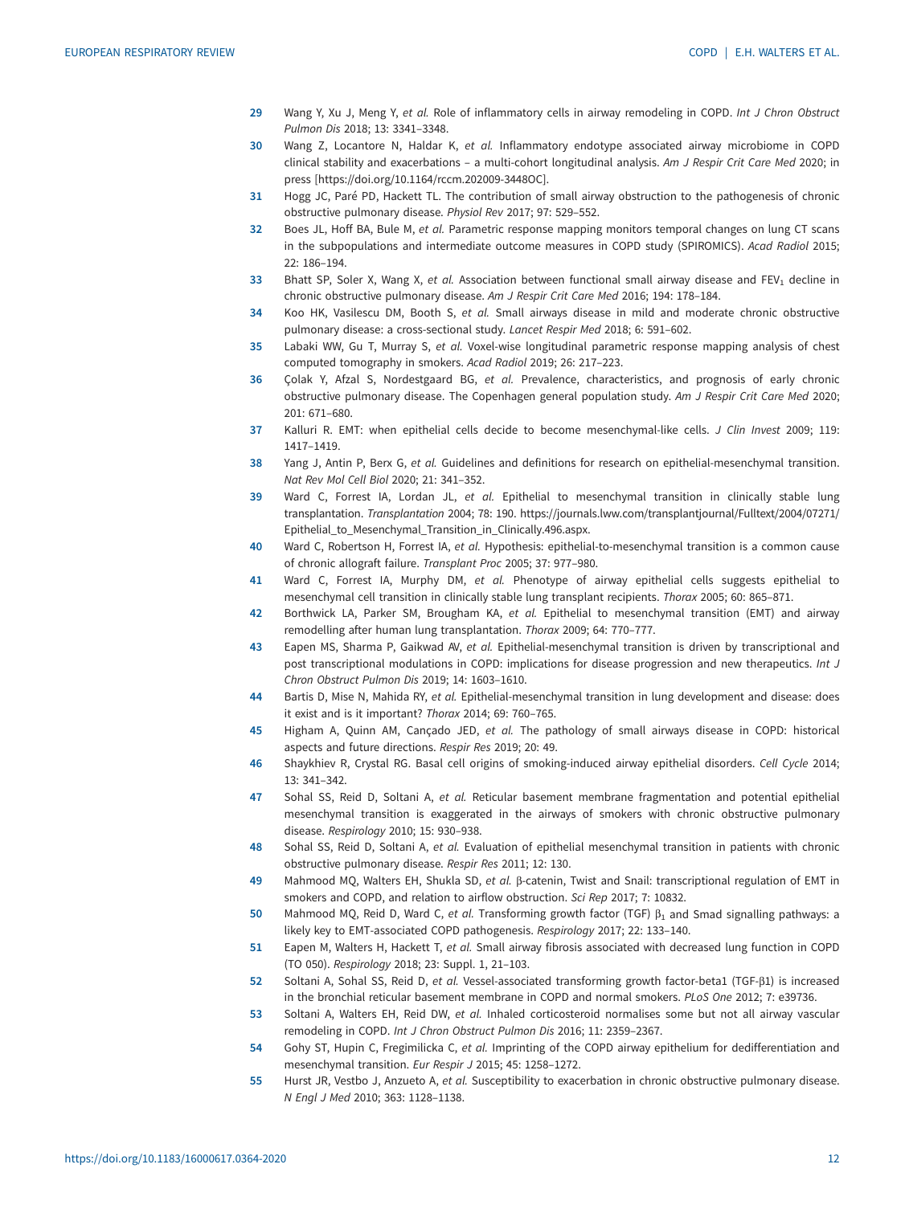29 Wang Y, Xu J, Meng Y, *et al.* Role of inflammatory cells in airway remodeling in COPD. *Int J Chron Obstruct Pulmon Dis* 2018; 13: 3341–3348.

30 Wang Z, Locantore N, Haldar K, *et al.* Inflammatory endotype associated airway microbiome in COPD clinical stability and exacerbations – a multi-cohort longitudinal analysis. *Am J Respir Crit Care Med* 2020; in press [https://doi.org/10.1164/rccm.202009-3448OC].

31 Hogg JC, Paré PD, Hackett TL. The contribution of small airway obstruction to the pathogenesis of chronic obstructive pulmonary disease. *Physiol Rev* 2017; 97: 529–552.

32 Boes JL, Hoff BA, Bule M, *et al.* Parametric response mapping monitors temporal changes on lung CT scans in the subpopulations and intermediate outcome measures in COPD study (SPIROMICS). *Acad Radiol* 2015; 22: 186–194.

33 Bhatt SP, Soler X, Wang X, *et al.* Association between functional small airway disease and $FEV_1$ decline in chronic obstructive pulmonary disease. *Am J Respir Crit Care Med* 2016; 194: 178–184.

34 Koo HK, Vasilescu DM, Booth S, *et al.* Small airways disease in mild and moderate chronic obstructive pulmonary disease: a cross-sectional study. *Lancet Respir Med* 2018; 6: 591–602.

35 Labaki WW, Gu T, Murray S, *et al.* Voxel-wise longitudinal parametric response mapping analysis of chest computed tomography in smokers. *Acad Radiol* 2019; 26: 217–223.

36 Çolak Y, Afzal S, Nordestgaard BG, *et al.* Prevalence, characteristics, and prognosis of early chronic obstructive pulmonary disease. The Copenhagen general population study. *Am J Respir Crit Care Med* 2020; 201: 671–680.

37 Kalluri R. EMT: when epithelial cells decide to become mesenchymal-like cells. *J Clin Invest* 2009; 119: 1417–1419.

38 Yang J, Antin P, Berx G, *et al.* Guidelines and definitions for research on epithelial-mesenchymal transition. *Nat Rev Mol Cell Biol* 2020; 21: 341–352.

39 Ward C, Forrest IA, Lordan JL, *et al.* Epithelial to mesenchymal transition in clinically stable lung transplantation. *Transplantation* 2004; 78: 190. https://journals.lww.com/transplantjournal/Fulltext/2004/07271/Epithelial_to_Mesenchymal_Transition_in_Clinically.496.aspx.

40 Ward C, Robertson H, Forrest IA, *et al.* Hypothesis: epithelial-to-mesenchymal transition is a common cause of chronic allograft failure. *Transplant Proc* 2005; 37: 977–980.

41 Ward C, Forrest IA, Murphy DM, *et al.* Phenotype of airway epithelial cells suggests epithelial to mesenchymal cell transition in clinically stable lung transplant recipients. *Thorax* 2005; 60: 865–871.

42 Borthwick LA, Parker SM, Brougham KA, *et al.* Epithelial to mesenchymal transition (EMT) and airway remodelling after human lung transplantation. *Thorax* 2009; 64: 770–777.

43 Eapen MS, Sharma P, Gaikwad AV, *et al.* Epithelial-mesenchymal transition is driven by transcriptional and post transcriptional modulations in COPD: implications for disease progression and new therapeutics. *Int J Chron Obstruct Pulmon Dis* 2019; 14: 1603–1610.

44 Bartis D, Mise N, Mahida RY, *et al.* Epithelial-mesenchymal transition in lung development and disease: does it exist and is it important? *Thorax* 2014; 69: 760–765.

45 Higham A, Quinn AM, Cançado JED, *et al.* The pathology of small airways disease in COPD: historical aspects and future directions. *Respir Res* 2019; 20: 49.

46 Shaykhiev R, Crystal RG. Basal cell origins of smoking-induced airway epithelial disorders. *Cell Cycle* 2014; 13: 341–342.

47 Sohal SS, Reid D, Soltani A, *et al.* Reticular basement membrane fragmentation and potential epithelial mesenchymal transition is exaggerated in the airways of smokers with chronic obstructive pulmonary disease. *Respirology* 2010; 15: 930–938.

48 Sohal SS, Reid D, Soltani A, *et al.* Evaluation of epithelial mesenchymal transition in patients with chronic obstructive pulmonary disease. *Respir Res* 2011; 12: 130.

49 Mahmood MQ, Walters EH, Shukla SD, *et al.* β-catenin, Twist and Snail: transcriptional regulation of EMT in smokers and COPD, and relation to airflow obstruction. *Sci Rep* 2017; 7: 10832.

50 Mahmood MQ, Reid D, Ward C, *et al.* Transforming growth factor (TGF) $\beta_1$ and Smad signalling pathways: a likely key to EMT-associated COPD pathogenesis. *Respirology* 2017; 22: 133–140.

51 Eapen M, Walters H, Hackett T, *et al.* Small airway fibrosis associated with decreased lung function in COPD (TO 050). *Respirology* 2018; 23: Suppl. 1, 21–103.

52 Soltani A, Sohal SS, Reid D, *et al.* Vessel-associated transforming growth factor-beta1 (TGF-β1) is increased in the bronchial reticular basement membrane in COPD and normal smokers. *PLoS One* 2012; 7: e39736.

53 Soltani A, Walters EH, Reid DW, *et al.* Inhaled corticosteroid normalises some but not all airway vascular remodeling in COPD. *Int J Chron Obstruct Pulmon Dis* 2016; 11: 2359–2367.

54 Gohy ST, Hupin C, Fregimilicka C, *et al.* Imprinting of the COPD airway epithelium for dedifferentiation and mesenchymal transition. *Eur Respir J* 2015; 45: 1258–1272.

55 Hurst JR, Vestbo J, Anzueto A, *et al.* Susceptibility to exacerbation in chronic obstructive pulmonary disease. *N Engl J Med* 2010; 363: 1128–1138.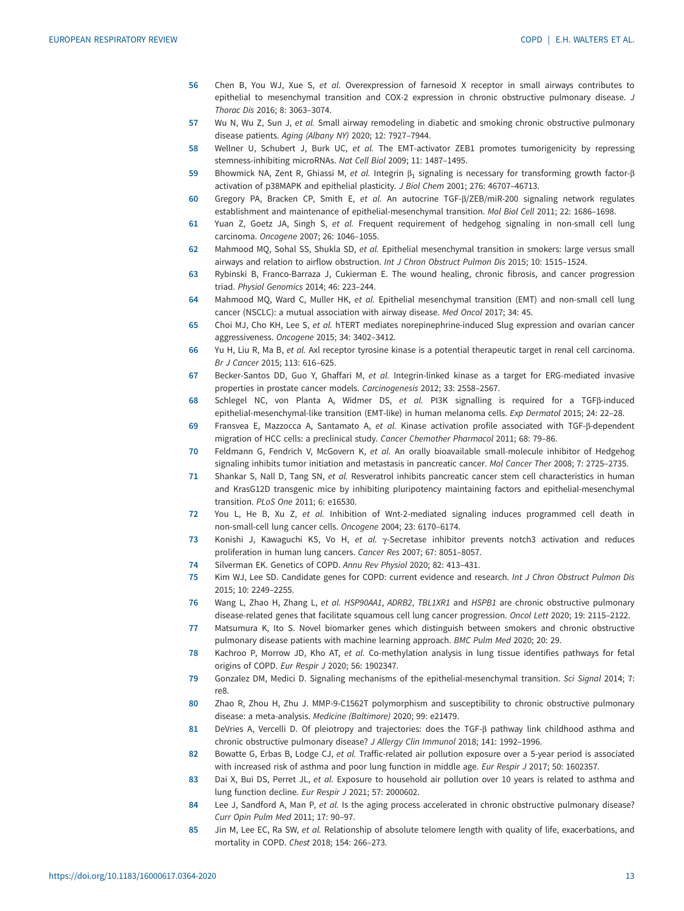56 Chen B, You WJ, Xue S, *et al.* Overexpression of farnesoid X receptor in small airways contributes to epithelial to mesenchymal transition and COX-2 expression in chronic obstructive pulmonary disease. *J Thorac Dis* 2016; 8: 3063–3074.

57 Wu N, Wu Z, Sun J, *et al.* Small airway remodeling in diabetic and smoking chronic obstructive pulmonary disease patients. *Aging (Albany NY)* 2020; 12: 7927–7944.

58 Wellner U, Schubert J, Burk UC, *et al.* The EMT-activator ZEB1 promotes tumorigenicity by repressing stemness-inhibiting microRNAs. *Nat Cell Biol* 2009; 11: 1487–1495.

59 Bhowmick NA, Zent R, Ghiassi M, *et al.* Integrin $\beta_1$ signaling is necessary for transforming growth factor-β activation of p38MAPK and epithelial plasticity. *J Biol Chem* 2001; 276: 46707–46713.

60 Gregory PA, Bracken CP, Smith E, *et al.* An autocrine TGF-β/ZEB/miR-200 signaling network regulates establishment and maintenance of epithelial-mesenchymal transition. *Mol Biol Cell* 2011; 22: 1686–1698.

61 Yuan Z, Goetz JA, Singh S, *et al.* Frequent requirement of hedgehog signaling in non-small cell lung carcinoma. *Oncogene* 2007; 26: 1046–1055.

62 Mahmood MQ, Sohal SS, Shukla SD, *et al.* Epithelial mesenchymal transition in smokers: large versus small airways and relation to airflow obstruction. *Int J Chron Obstruct Pulmon Dis* 2015; 10: 1515–1524.

63 Rybinski B, Franco-Barraza J, Cukierman E. The wound healing, chronic fibrosis, and cancer progression triad. *Physiol Genomics* 2014; 46: 223–244.

64 Mahmood MQ, Ward C, Muller HK, *et al.* Epithelial mesenchymal transition (EMT) and non-small cell lung cancer (NSCLC): a mutual association with airway disease. *Med Oncol* 2017; 34: 45.

65 Choi MJ, Cho KH, Lee S, *et al.* hTERT mediates norepinephrine-induced Slug expression and ovarian cancer aggressiveness. *Oncogene* 2015; 34: 3402–3412.

66 Yu H, Liu R, Ma B, *et al.* Axl receptor tyrosine kinase is a potential therapeutic target in renal cell carcinoma. *Br J Cancer* 2015; 113: 616–625.

67 Becker-Santos DD, Guo Y, Ghaffari M, *et al.* Integrin-linked kinase as a target for ERG-mediated invasive properties in prostate cancer models. *Carcinogenesis* 2012; 33: 2558–2567.

68 Schlegel NC, von Planta A, Widmer DS, *et al.* PI3K signalling is required for a TGFβ-induced epithelial-mesenchymal-like transition (EMT-like) in human melanoma cells. *Exp Dermatol* 2015; 24: 22–28.

69 Fransvea E, Mazzocca A, Santamato A, *et al.* Kinase activation profile associated with TGF-β-dependent migration of HCC cells: a preclinical study. *Cancer Chemother Pharmacol* 2011; 68: 79–86.

70 Feldmann G, Fendrich V, McGovern K, *et al.* An orally bioavailable small-molecule inhibitor of Hedgehog signaling inhibits tumor initiation and metastasis in pancreatic cancer. *Mol Cancer Ther* 2008; 7: 2725–2735.

71 Shankar S, Nall D, Tang SN, *et al.* Resveratrol inhibits pancreatic cancer stem cell characteristics in human and KrasG12D transgenic mice by inhibiting pluripotency maintaining factors and epithelial-mesenchymal transition. *PLoS One* 2011; 6: e16530.

72 You L, He B, Xu Z, *et al.* Inhibition of Wnt-2-mediated signaling induces programmed cell death in non-small-cell lung cancer cells. *Oncogene* 2004; 23: 6170–6174.

73 Konishi J, Kawaguchi KS, Vo H, *et al.* γ-Secretase inhibitor prevents notch3 activation and reduces proliferation in human lung cancers. *Cancer Res* 2007; 67: 8051–8057.

74 Silverman EK. Genetics of COPD. *Annu Rev Physiol* 2020; 82: 413–431.

75 Kim WJ, Lee SD. Candidate genes for COPD: current evidence and research. *Int J Chron Obstruct Pulmon Dis* 2015; 10: 2249–2255.

76 Wang L, Zhao H, Zhang L, *et al.* *HSP90AA1*, *ADRB2*, *TBL1XR1* and *HSPB1* are chronic obstructive pulmonary disease-related genes that facilitate squamous cell lung cancer progression. *Oncol Lett* 2020; 19: 2115–2122.

77 Matsumura K, Ito S. Novel biomarker genes which distinguish between smokers and chronic obstructive pulmonary disease patients with machine learning approach. *BMC Pulm Med* 2020; 20: 29.

78 Kachroo P, Morrow JD, Kho AT, *et al.* Co-methylation analysis in lung tissue identifies pathways for fetal origins of COPD. *Eur Respir J* 2020; 56: 1902347.

79 Gonzalez DM, Medici D. Signaling mechanisms of the epithelial-mesenchymal transition. *Sci Signal* 2014; 7: re8.

80 Zhao R, Zhou H, Zhu J. MMP-9-C1562T polymorphism and susceptibility to chronic obstructive pulmonary disease: a meta-analysis. *Medicine (Baltimore)* 2020; 99: e21479.

81 DeVries A, Vercelli D. Of pleiotropy and trajectories: does the TGF-β pathway link childhood asthma and chronic obstructive pulmonary disease? *J Allergy Clin Immunol* 2018; 141: 1992–1996.

82 Bowatte G, Erbas B, Lodge CJ, *et al.* Traffic-related air pollution exposure over a 5-year period is associated with increased risk of asthma and poor lung function in middle age. *Eur Respir J* 2017; 50: 1602357.

83 Dai X, Bui DS, Perret JL, *et al.* Exposure to household air pollution over 10 years is related to asthma and lung function decline. *Eur Respir J* 2021; 57: 2000602.

84 Lee J, Sandford A, Man P, *et al.* Is the aging process accelerated in chronic obstructive pulmonary disease? *Curr Opin Pulm Med* 2011; 17: 90–97.

85 Jin M, Lee EC, Ra SW, *et al.* Relationship of absolute telomere length with quality of life, exacerbations, and mortality in COPD. *Chest* 2018; 154: 266–273.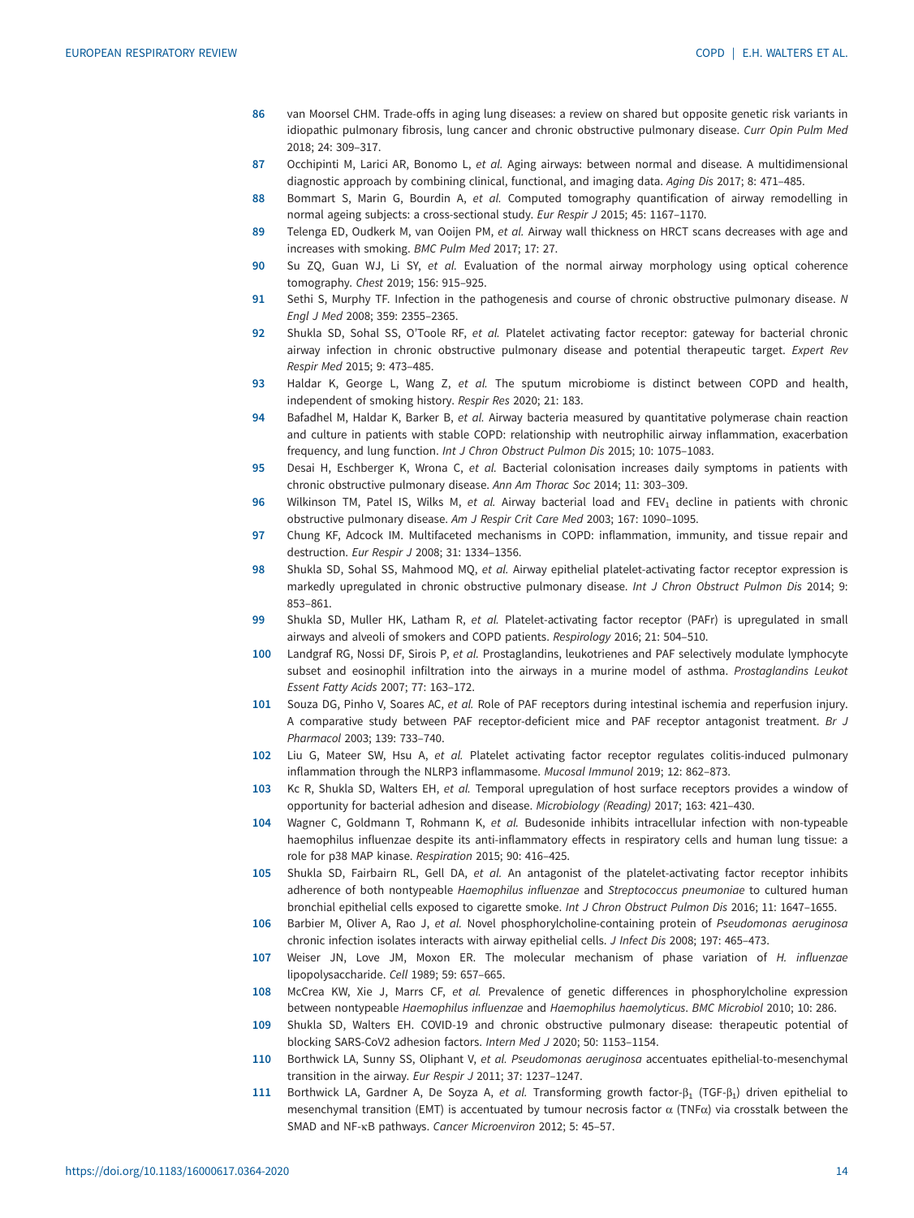86 van Moorsel CHM. Trade-offs in aging lung diseases: a review on shared but opposite genetic risk variants in idiopathic pulmonary fibrosis, lung cancer and chronic obstructive pulmonary disease. *Curr Opin Pulm Med* 2018; 24: 309–317.

87 Occhipinti M, Larici AR, Bonomo L, *et al.* Aging airways: between normal and disease. A multidimensional diagnostic approach by combining clinical, functional, and imaging data. *Aging Dis* 2017; 8: 471–485.

88 Bommart S, Marin G, Bourdin A, *et al.* Computed tomography quantification of airway remodelling in normal ageing subjects: a cross-sectional study. *Eur Respir J* 2015; 45: 1167–1170.

89 Telenga ED, Oudkerk M, van Ooijen PM, *et al.* Airway wall thickness on HRCT scans decreases with age and increases with smoking. *BMC Pulm Med* 2017; 17: 27.

90 Su ZQ, Guan WJ, Li SY, *et al.* Evaluation of the normal airway morphology using optical coherence tomography. *Chest* 2019; 156: 915–925.

91 Sethi S, Murphy TF. Infection in the pathogenesis and course of chronic obstructive pulmonary disease. *N Engl J Med* 2008; 359: 2355–2365.

92 Shukla SD, Sohal SS, O'Toole RF, *et al.* Platelet activating factor receptor: gateway for bacterial chronic airway infection in chronic obstructive pulmonary disease and potential therapeutic target. *Expert Rev Respir Med* 2015; 9: 473–485.

93 Haldar K, George L, Wang Z, *et al.* The sputum microbiome is distinct between COPD and health, independent of smoking history. *Respir Res* 2020; 21: 183.

94 Bafadhel M, Haldar K, Barker B, *et al.* Airway bacteria measured by quantitative polymerase chain reaction and culture in patients with stable COPD: relationship with neutrophilic airway inflammation, exacerbation frequency, and lung function. *Int J Chron Obstruct Pulmon Dis* 2015; 10: 1075–1083.

95 Desai H, Eschberger K, Wrona C, *et al.* Bacterial colonisation increases daily symptoms in patients with chronic obstructive pulmonary disease. *Ann Am Thorac Soc* 2014; 11: 303–309.

96 Wilkinson TM, Patel IS, Wilks M, *et al.* Airway bacterial load and $FEV_1$ decline in patients with chronic obstructive pulmonary disease. *Am J Respir Crit Care Med* 2003; 167: 1090–1095.

97 Chung KF, Adcock IM. Multifaceted mechanisms in COPD: inflammation, immunity, and tissue repair and destruction. *Eur Respir J* 2008; 31: 1334–1356.

98 Shukla SD, Sohal SS, Mahmood MQ, *et al.* Airway epithelial platelet-activating factor receptor expression is markedly upregulated in chronic obstructive pulmonary disease. *Int J Chron Obstruct Pulmon Dis* 2014; 9: 853–861.

99 Shukla SD, Muller HK, Latham R, *et al.* Platelet-activating factor receptor (PAFr) is upregulated in small airways and alveoli of smokers and COPD patients. *Respirology* 2016; 21: 504–510.

100 Landgraf RG, Nossi DF, Sirois P, *et al.* Prostaglandins, leukotrienes and PAF selectively modulate lymphocyte subset and eosinophil infiltration into the airways in a murine model of asthma. *Prostaglandins Leukot Essent Fatty Acids* 2007; 77: 163–172.

101 Souza DG, Pinho V, Soares AC, *et al.* Role of PAF receptors during intestinal ischemia and reperfusion injury. A comparative study between PAF receptor-deficient mice and PAF receptor antagonist treatment. *Br J Pharmacol* 2003; 139: 733–740.

102 Liu G, Mateer SW, Hsu A, *et al.* Platelet activating factor receptor regulates colitis-induced pulmonary inflammation through the NLRP3 inflammasome. *Mucosal Immunol* 2019; 12: 862–873.

103 Kc R, Shukla SD, Walters EH, *et al.* Temporal upregulation of host surface receptors provides a window of opportunity for bacterial adhesion and disease. *Microbiology (Reading)* 2017; 163: 421–430.

104 Wagner C, Goldmann T, Rohmann K, *et al.* Budesonide inhibits intracellular infection with non-typeable haemophilus influenzae despite its anti-inflammatory effects in respiratory cells and human lung tissue: a role for p38 MAP kinase. *Respiration* 2015; 90: 416–425.

105 Shukla SD, Fairbairn RL, Gell DA, *et al.* An antagonist of the platelet-activating factor receptor inhibits adherence of both nontypeable *Haemophilus influenzae* and *Streptococcus pneumoniae* to cultured human bronchial epithelial cells exposed to cigarette smoke. *Int J Chron Obstruct Pulmon Dis* 2016; 11: 1647–1655.

106 Barbier M, Oliver A, Rao J, *et al.* Novel phosphorylcholine-containing protein of *Pseudomonas aeruginosa* chronic infection isolates interacts with airway epithelial cells. *J Infect Dis* 2008; 197: 465–473.

107 Weiser JN, Love JM, Moxon ER. The molecular mechanism of phase variation of *H. influenzae* lipopolysaccharide. *Cell* 1989; 59: 657–665.

108 McCrea KW, Xie J, Marrs CF, *et al.* Prevalence of genetic differences in phosphorylcholine expression between nontypeable *Haemophilus influenzae* and *Haemophilus haemolyticus*. *BMC Microbiol* 2010; 10: 286.

109 Shukla SD, Walters EH. COVID-19 and chronic obstructive pulmonary disease: therapeutic potential of blocking SARS-CoV2 adhesion factors. *Intern Med J* 2020; 50: 1153–1154.

110 Borthwick LA, Sunny SS, Oliphant V, *et al.* *Pseudomonas aeruginosa* accentuates epithelial-to-mesenchymal transition in the airway. *Eur Respir J* 2011; 37: 1237–1247.

111 Borthwick LA, Gardner A, De Soyza A, *et al.* Transforming growth factor-$\beta_1$ (TGF-$\beta_1$) driven epithelial to mesenchymal transition (EMT) is accentuated by tumour necrosis factor $\alpha$ (TNF$\alpha$) via crosstalk between the SMAD and NF-$\kappa$B pathways. *Cancer Microenviron* 2012; 5: 45–57.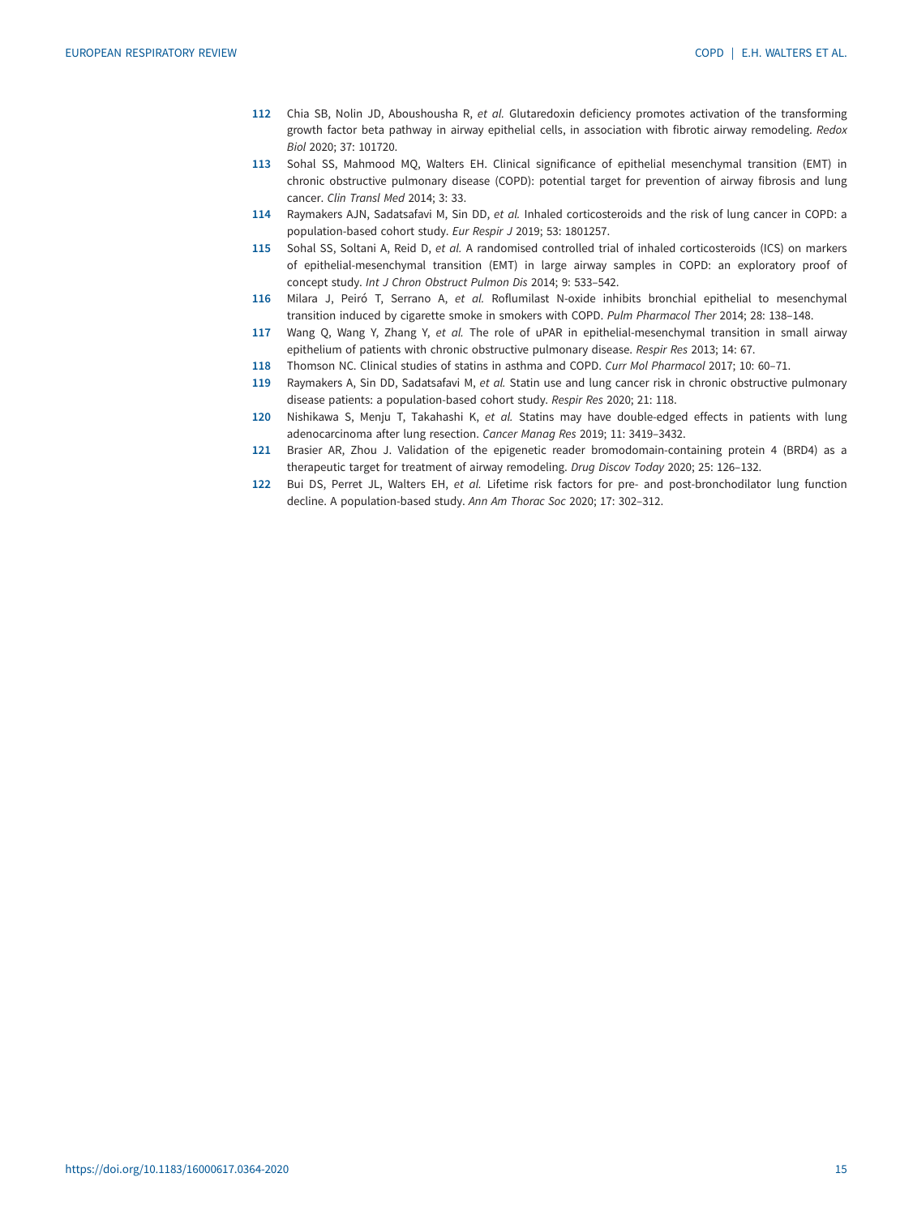112 Chia SB, Nolin JD, Aboushousha R, *et al.* Glutaredoxin deficiency promotes activation of the transforming growth factor beta pathway in airway epithelial cells, in association with fibrotic airway remodeling. *Redox Biol* 2020; 37: 101720.

113 Sohal SS, Mahmood MQ, Walters EH. Clinical significance of epithelial mesenchymal transition (EMT) in chronic obstructive pulmonary disease (COPD): potential target for prevention of airway fibrosis and lung cancer. *Clin Transl Med* 2014; 3: 33.

114 Raymakers AJN, Sadatsafavi M, Sin DD, *et al.* Inhaled corticosteroids and the risk of lung cancer in COPD: a population-based cohort study. *Eur Respir J* 2019; 53: 1801257.

115 Sohal SS, Soltani A, Reid D, *et al.* A randomised controlled trial of inhaled corticosteroids (ICS) on markers of epithelial-mesenchymal transition (EMT) in large airway samples in COPD: an exploratory proof of concept study. *Int J Chron Obstruct Pulmon Dis* 2014; 9: 533–542.

116 Milara J, Peiró T, Serrano A, *et al.* Roflumilast N-oxide inhibits bronchial epithelial to mesenchymal transition induced by cigarette smoke in smokers with COPD. *Pulm Pharmacol Ther* 2014; 28: 138–148.

117 Wang Q, Wang Y, Zhang Y, *et al.* The role of uPAR in epithelial-mesenchymal transition in small airway epithelium of patients with chronic obstructive pulmonary disease. *Respir Res* 2013; 14: 67.

118 Thomson NC. Clinical studies of statins in asthma and COPD. *Curr Mol Pharmacol* 2017; 10: 60–71.

119 Raymakers A, Sin DD, Sadatsafavi M, *et al.* Statin use and lung cancer risk in chronic obstructive pulmonary disease patients: a population-based cohort study. *Respir Res* 2020; 21: 118.

120 Nishikawa S, Menju T, Takahashi K, *et al.* Statins may have double-edged effects in patients with lung adenocarcinoma after lung resection. *Cancer Manag Res* 2019; 11: 3419–3432.

121 Brasier AR, Zhou J. Validation of the epigenetic reader bromodomain-containing protein 4 (BRD4) as a therapeutic target for treatment of airway remodeling. *Drug Discov Today* 2020; 25: 126–132.

122 Bui DS, Perret JL, Walters EH, *et al.* Lifetime risk factors for pre- and post-bronchodilator lung function decline. A population-based study. *Ann Am Thorac Soc* 2020; 17: 302–312.